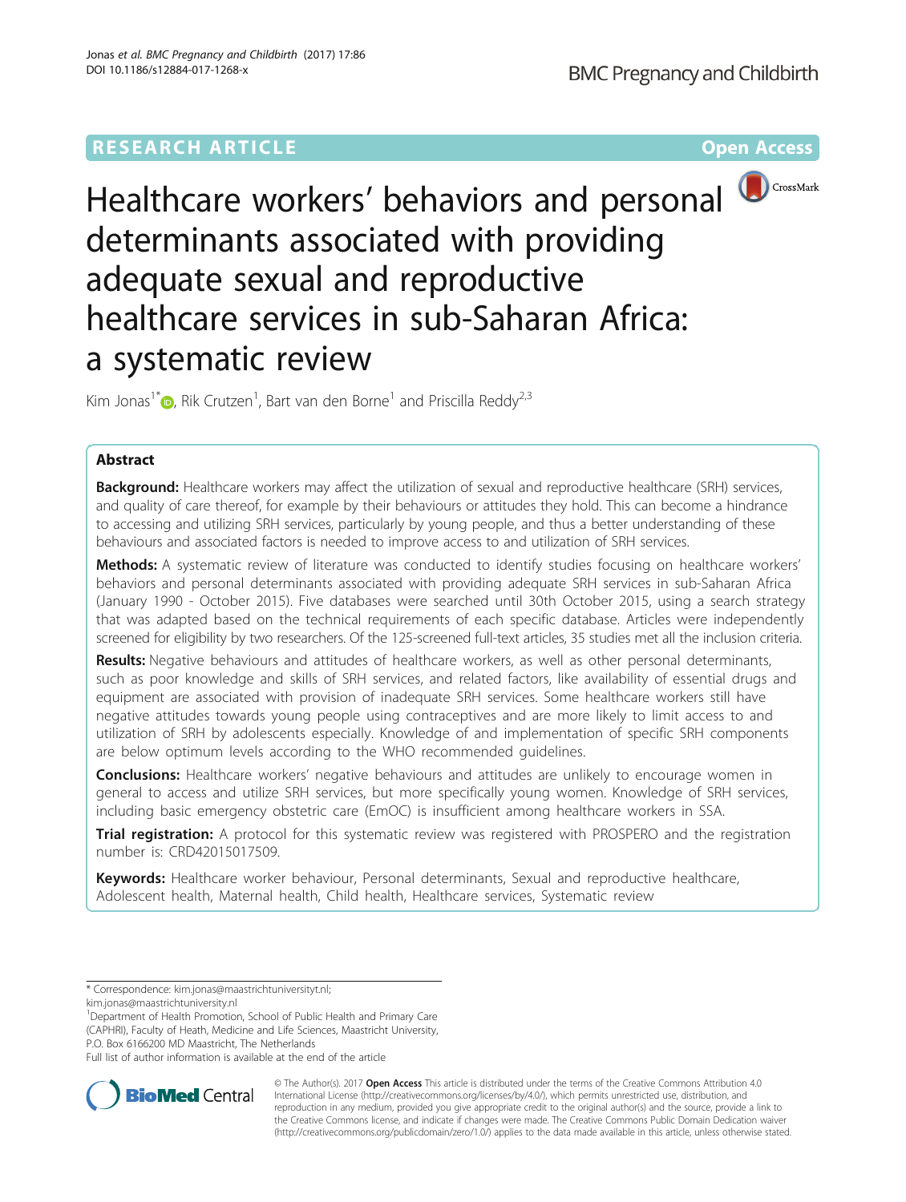RESEARCH ARTICLE

Open Access

# Healthcare workers' behaviors and personal determinants associated with providing adequate sexual and reproductive healthcare services in sub-Saharan Africa: a systematic review

Kim Jonas[1*], Rik Crutzen[1], Bart van den Borne[1] and Priscilla Reddy[2,3]

## Abstract

**Background:** Healthcare workers may affect the utilization of sexual and reproductive healthcare (SRH) services, and quality of care thereof, for example by their behaviours or attitudes they hold. This can become a hindrance to accessing and utilizing SRH services, particularly by young people, and thus a better understanding of these behaviours and associated factors is needed to improve access to and utilization of SRH services.

**Methods:** A systematic review of literature was conducted to identify studies focusing on healthcare workers' behaviors and personal determinants associated with providing adequate SRH services in sub-Saharan Africa (January 1990 - October 2015). Five databases were searched until 30th October 2015, using a search strategy that was adapted based on the technical requirements of each specific database. Articles were independently screened for eligibility by two researchers. Of the 125-screened full-text articles, 35 studies met all the inclusion criteria.

**Results:** Negative behaviours and attitudes of healthcare workers, as well as other personal determinants, such as poor knowledge and skills of SRH services, and related factors, like availability of essential drugs and equipment are associated with provision of inadequate SRH services. Some healthcare workers still have negative attitudes towards young people using contraceptives and are more likely to limit access to and utilization of SRH by adolescents especially. Knowledge of and implementation of specific SRH components are below optimum levels according to the WHO recommended guidelines.

**Conclusions:** Healthcare workers' negative behaviours and attitudes are unlikely to encourage women in general to access and utilize SRH services, but more specifically young women. Knowledge of SRH services, including basic emergency obstetric care (EmOC) is insufficient among healthcare workers in SSA.

**Trial registration:** A protocol for this systematic review was registered with PROSPERO and the registration number is: CRD42015017509.

**Keywords:** Healthcare worker behaviour, Personal determinants, Sexual and reproductive healthcare, Adolescent health, Maternal health, Child health, Healthcare services, Systematic review

---

\* Correspondence: kim.jonas@maastrichtuniversityt.nl; kim.jonas@maastrichtuniversity.nl

[1]Department of Health Promotion, School of Public Health and Primary Care (CAPHRI), Faculty of Heath, Medicine and Life Sciences, Maastricht University, P.O. Box 6166200 MD Maastricht, The Netherlands

Full list of author information is available at the end of the article

© The Author(s). 2017 **Open Access** This article is distributed under the terms of the Creative Commons Attribution 4.0 International License (http://creativecommons.org/licenses/by/4.0/), which permits unrestricted use, distribution, and reproduction in any medium, provided you give appropriate credit to the original author(s) and the source, provide a link to the Creative Commons license, and indicate if changes were made. The Creative Commons Public Domain Dedication waiver (http://creativecommons.org/publicdomain/zero/1.0/) applies to the data made available in this article, unless otherwise stated.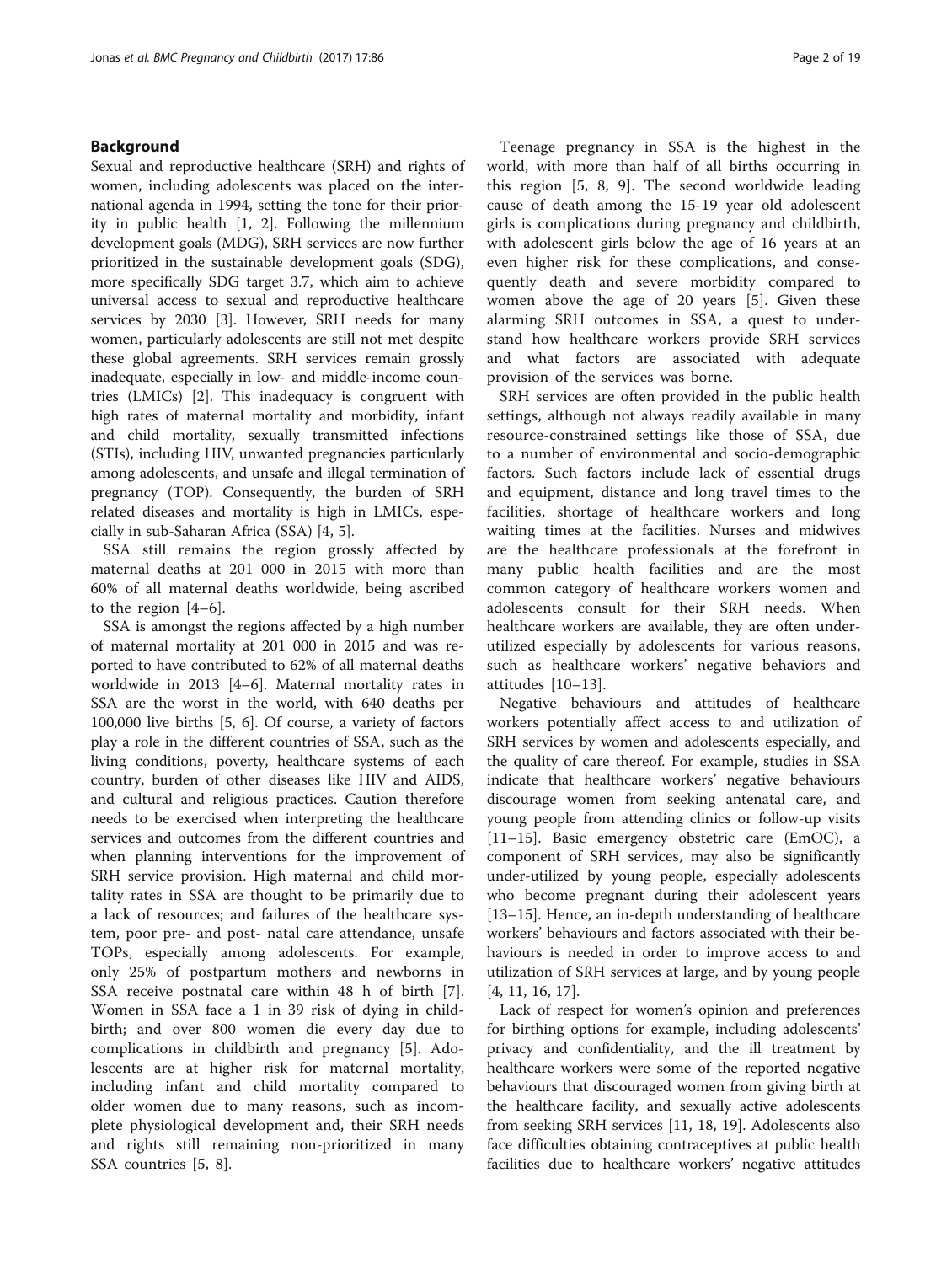## Background

Sexual and reproductive healthcare (SRH) and rights of women, including adolescents was placed on the international agenda in 1994, setting the tone for their priority in public health [1, 2]. Following the millennium development goals (MDG), SRH services are now further prioritized in the sustainable development goals (SDG), more specifically SDG target 3.7, which aim to achieve universal access to sexual and reproductive healthcare services by 2030 [3]. However, SRH needs for many women, particularly adolescents are still not met despite these global agreements. SRH services remain grossly inadequate, especially in low- and middle-income countries (LMICs) [2]. This inadequacy is congruent with high rates of maternal mortality and morbidity, infant and child mortality, sexually transmitted infections (STIs), including HIV, unwanted pregnancies particularly among adolescents, and unsafe and illegal termination of pregnancy (TOP). Consequently, the burden of SRH related diseases and mortality is high in LMICs, especially in sub-Saharan Africa (SSA) [4, 5].

SSA still remains the region grossly affected by maternal deaths at 201 000 in 2015 with more than 60% of all maternal deaths worldwide, being ascribed to the region [4–6].

SSA is amongst the regions affected by a high number of maternal mortality at 201 000 in 2015 and was reported to have contributed to 62% of all maternal deaths worldwide in 2013 [4–6]. Maternal mortality rates in SSA are the worst in the world, with 640 deaths per 100,000 live births [5, 6]. Of course, a variety of factors play a role in the different countries of SSA, such as the living conditions, poverty, healthcare systems of each country, burden of other diseases like HIV and AIDS, and cultural and religious practices. Caution therefore needs to be exercised when interpreting the healthcare services and outcomes from the different countries and when planning interventions for the improvement of SRH service provision. High maternal and child mortality rates in SSA are thought to be primarily due to a lack of resources; and failures of the healthcare system, poor pre- and post- natal care attendance, unsafe TOPs, especially among adolescents. For example, only 25% of postpartum mothers and newborns in SSA receive postnatal care within 48 h of birth [7]. Women in SSA face a 1 in 39 risk of dying in childbirth; and over 800 women die every day due to complications in childbirth and pregnancy [5]. Adolescents are at higher risk for maternal mortality, including infant and child mortality compared to older women due to many reasons, such as incomplete physiological development and, their SRH needs and rights still remaining non-prioritized in many SSA countries [5, 8].

Teenage pregnancy in SSA is the highest in the world, with more than half of all births occurring in this region [5, 8, 9]. The second worldwide leading cause of death among the 15-19 year old adolescent girls is complications during pregnancy and childbirth, with adolescent girls below the age of 16 years at an even higher risk for these complications, and consequently death and severe morbidity compared to women above the age of 20 years [5]. Given these alarming SRH outcomes in SSA, a quest to understand how healthcare workers provide SRH services and what factors are associated with adequate provision of the services was borne.

SRH services are often provided in the public health settings, although not always readily available in many resource-constrained settings like those of SSA, due to a number of environmental and socio-demographic factors. Such factors include lack of essential drugs and equipment, distance and long travel times to the facilities, shortage of healthcare workers and long waiting times at the facilities. Nurses and midwives are the healthcare professionals at the forefront in many public health facilities and are the most common category of healthcare workers women and adolescents consult for their SRH needs. When healthcare workers are available, they are often underutilized especially by adolescents for various reasons, such as healthcare workers' negative behaviors and attitudes [10–13].

Negative behaviours and attitudes of healthcare workers potentially affect access to and utilization of SRH services by women and adolescents especially, and the quality of care thereof. For example, studies in SSA indicate that healthcare workers' negative behaviours discourage women from seeking antenatal care, and young people from attending clinics or follow-up visits [11–15]. Basic emergency obstetric care (EmOC), a component of SRH services, may also be significantly under-utilized by young people, especially adolescents who become pregnant during their adolescent years [13–15]. Hence, an in-depth understanding of healthcare workers' behaviours and factors associated with their behaviours is needed in order to improve access to and utilization of SRH services at large, and by young people [4, 11, 16, 17].

Lack of respect for women's opinion and preferences for birthing options for example, including adolescents' privacy and confidentiality, and the ill treatment by healthcare workers were some of the reported negative behaviours that discouraged women from giving birth at the healthcare facility, and sexually active adolescents from seeking SRH services [11, 18, 19]. Adolescents also face difficulties obtaining contraceptives at public health facilities due to healthcare workers' negative attitudes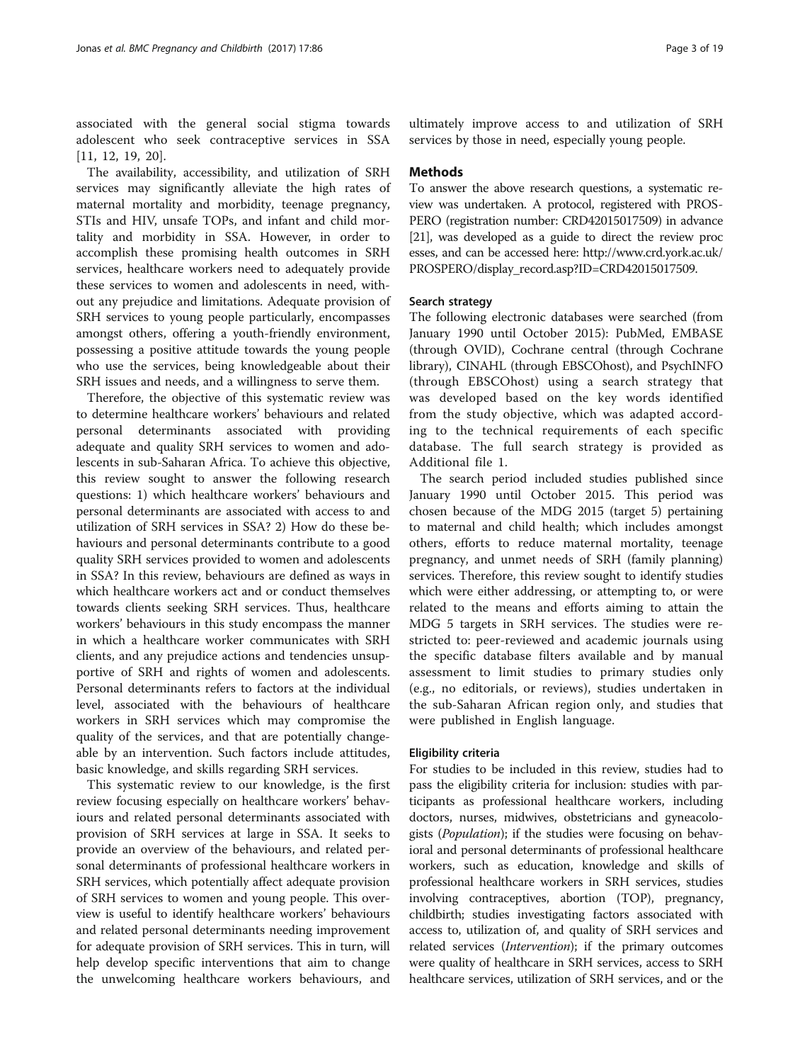associated with the general social stigma towards adolescent who seek contraceptive services in SSA [11, 12, 19, 20].

The availability, accessibility, and utilization of SRH services may significantly alleviate the high rates of maternal mortality and morbidity, teenage pregnancy, STIs and HIV, unsafe TOPs, and infant and child mortality and morbidity in SSA. However, in order to accomplish these promising health outcomes in SRH services, healthcare workers need to adequately provide these services to women and adolescents in need, without any prejudice and limitations. Adequate provision of SRH services to young people particularly, encompasses amongst others, offering a youth-friendly environment, possessing a positive attitude towards the young people who use the services, being knowledgeable about their SRH issues and needs, and a willingness to serve them.

Therefore, the objective of this systematic review was to determine healthcare workers' behaviours and related personal determinants associated with providing adequate and quality SRH services to women and adolescents in sub-Saharan Africa. To achieve this objective, this review sought to answer the following research questions: 1) which healthcare workers' behaviours and personal determinants are associated with access to and utilization of SRH services in SSA? 2) How do these behaviours and personal determinants contribute to a good quality SRH services provided to women and adolescents in SSA? In this review, behaviours are defined as ways in which healthcare workers act and or conduct themselves towards clients seeking SRH services. Thus, healthcare workers' behaviours in this study encompass the manner in which a healthcare worker communicates with SRH clients, and any prejudice actions and tendencies unsupportive of SRH and rights of women and adolescents. Personal determinants refers to factors at the individual level, associated with the behaviours of healthcare workers in SRH services which may compromise the quality of the services, and that are potentially changeable by an intervention. Such factors include attitudes, basic knowledge, and skills regarding SRH services.

This systematic review to our knowledge, is the first review focusing especially on healthcare workers' behaviours and related personal determinants associated with provision of SRH services at large in SSA. It seeks to provide an overview of the behaviours, and related personal determinants of professional healthcare workers in SRH services, which potentially affect adequate provision of SRH services to women and young people. This overview is useful to identify healthcare workers' behaviours and related personal determinants needing improvement for adequate provision of SRH services. This in turn, will help develop specific interventions that aim to change the unwelcoming healthcare workers behaviours, and ultimately improve access to and utilization of SRH services by those in need, especially young people.

## Methods

To answer the above research questions, a systematic review was undertaken. A protocol, registered with PROSPERO (registration number: CRD42015017509) in advance [21], was developed as a guide to direct the review processes, and can be accessed here: http://www.crd.york.ac.uk/PROSPERO/display_record.asp?ID=CRD42015017509.

### Search strategy

The following electronic databases were searched (from January 1990 until October 2015): PubMed, EMBASE (through OVID), Cochrane central (through Cochrane library), CINAHL (through EBSCOhost), and PsychINFO (through EBSCOhost) using a search strategy that was developed based on the key words identified from the study objective, which was adapted according to the technical requirements of each specific database. The full search strategy is provided as Additional file 1.

The search period included studies published since January 1990 until October 2015. This period was chosen because of the MDG 2015 (target 5) pertaining to maternal and child health; which includes amongst others, efforts to reduce maternal mortality, teenage pregnancy, and unmet needs of SRH (family planning) services. Therefore, this review sought to identify studies which were either addressing, or attempting to, or were related to the means and efforts aiming to attain the MDG 5 targets in SRH services. The studies were restricted to: peer-reviewed and academic journals using the specific database filters available and by manual assessment to limit studies to primary studies only (e.g., no editorials, or reviews), studies undertaken in the sub-Saharan African region only, and studies that were published in English language.

### Eligibility criteria

For studies to be included in this review, studies had to pass the eligibility criteria for inclusion: studies with participants as professional healthcare workers, including doctors, nurses, midwives, obstetricians and gyneacologists (*Population*); if the studies were focusing on behavioral and personal determinants of professional healthcare workers, such as education, knowledge and skills of professional healthcare workers in SRH services, studies involving contraceptives, abortion (TOP), pregnancy, childbirth; studies investigating factors associated with access to, utilization of, and quality of SRH services and related services (*Intervention*); if the primary outcomes were quality of healthcare in SRH services, access to SRH healthcare services, utilization of SRH services, and or the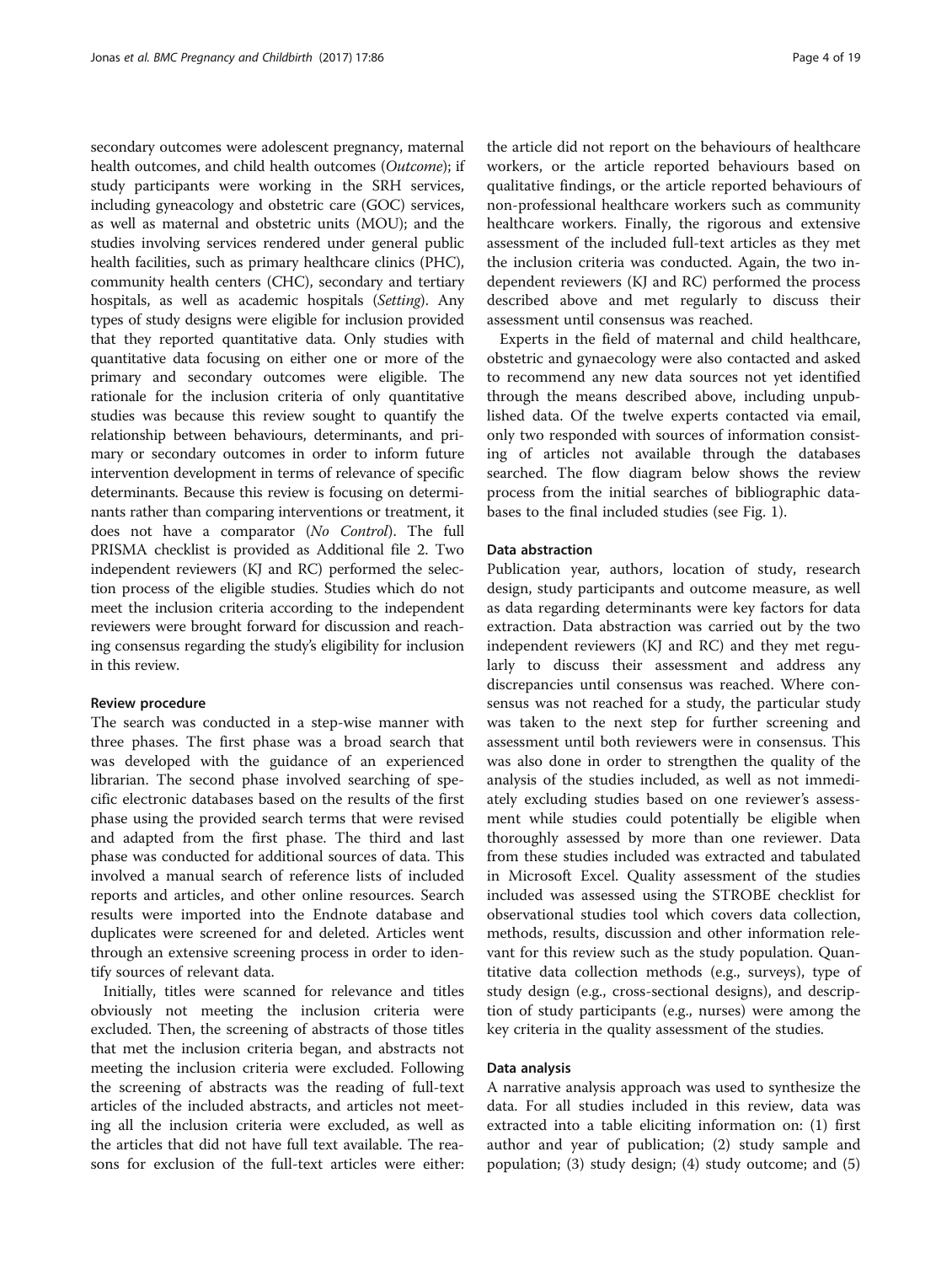secondary outcomes were adolescent pregnancy, maternal health outcomes, and child health outcomes (*Outcome*); if study participants were working in the SRH services, including gyneacology and obstetric care (GOC) services, as well as maternal and obstetric units (MOU); and the studies involving services rendered under general public health facilities, such as primary healthcare clinics (PHC), community health centers (CHC), secondary and tertiary hospitals, as well as academic hospitals (*Setting*). Any types of study designs were eligible for inclusion provided that they reported quantitative data. Only studies with quantitative data focusing on either one or more of the primary and secondary outcomes were eligible. The rationale for the inclusion criteria of only quantitative studies was because this review sought to quantify the relationship between behaviours, determinants, and primary or secondary outcomes in order to inform future intervention development in terms of relevance of specific determinants. Because this review is focusing on determinants rather than comparing interventions or treatment, it does not have a comparator (*No Control*). The full PRISMA checklist is provided as Additional file 2. Two independent reviewers (KJ and RC) performed the selection process of the eligible studies. Studies which do not meet the inclusion criteria according to the independent reviewers were brought forward for discussion and reaching consensus regarding the study's eligibility for inclusion in this review.

#### Review procedure

The search was conducted in a step-wise manner with three phases. The first phase was a broad search that was developed with the guidance of an experienced librarian. The second phase involved searching of specific electronic databases based on the results of the first phase using the provided search terms that were revised and adapted from the first phase. The third and last phase was conducted for additional sources of data. This involved a manual search of reference lists of included reports and articles, and other online resources. Search results were imported into the Endnote database and duplicates were screened for and deleted. Articles went through an extensive screening process in order to identify sources of relevant data.

Initially, titles were scanned for relevance and titles obviously not meeting the inclusion criteria were excluded. Then, the screening of abstracts of those titles that met the inclusion criteria began, and abstracts not meeting the inclusion criteria were excluded. Following the screening of abstracts was the reading of full-text articles of the included abstracts, and articles not meeting all the inclusion criteria were excluded, as well as the articles that did not have full text available. The reasons for exclusion of the full-text articles were either: the article did not report on the behaviours of healthcare workers, or the article reported behaviours based on qualitative findings, or the article reported behaviours of non-professional healthcare workers such as community healthcare workers. Finally, the rigorous and extensive assessment of the included full-text articles as they met the inclusion criteria was conducted. Again, the two independent reviewers (KJ and RC) performed the process described above and met regularly to discuss their assessment until consensus was reached.

Experts in the field of maternal and child healthcare, obstetric and gynaecology were also contacted and asked to recommend any new data sources not yet identified through the means described above, including unpublished data. Of the twelve experts contacted via email, only two responded with sources of information consisting of articles not available through the databases searched. The flow diagram below shows the review process from the initial searches of bibliographic databases to the final included studies (see Fig. 1).

#### Data abstraction

Publication year, authors, location of study, research design, study participants and outcome measure, as well as data regarding determinants were key factors for data extraction. Data abstraction was carried out by the two independent reviewers (KJ and RC) and they met regularly to discuss their assessment and address any discrepancies until consensus was reached. Where consensus was not reached for a study, the particular study was taken to the next step for further screening and assessment until both reviewers were in consensus. This was also done in order to strengthen the quality of the analysis of the studies included, as well as not immediately excluding studies based on one reviewer's assessment while studies could potentially be eligible when thoroughly assessed by more than one reviewer. Data from these studies included was extracted and tabulated in Microsoft Excel. Quality assessment of the studies included was assessed using the STROBE checklist for observational studies tool which covers data collection, methods, results, discussion and other information relevant for this review such as the study population. Quantitative data collection methods (e.g., surveys), type of study design (e.g., cross-sectional designs), and description of study participants (e.g., nurses) were among the key criteria in the quality assessment of the studies.

#### Data analysis

A narrative analysis approach was used to synthesize the data. For all studies included in this review, data was extracted into a table eliciting information on: (1) first author and year of publication; (2) study sample and population; (3) study design; (4) study outcome; and (5)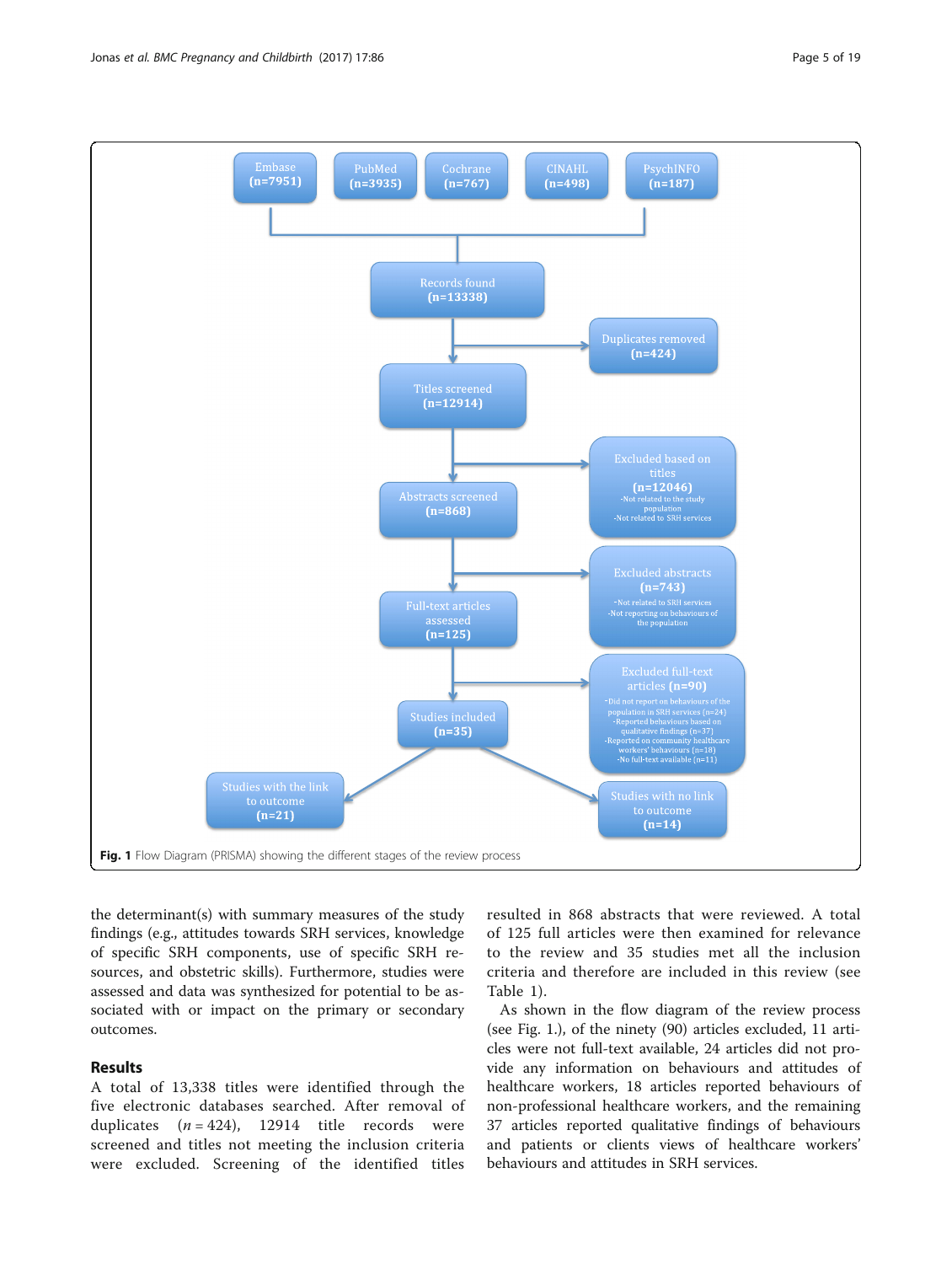Embase (n=7951)

PubMed (n=3935)

Cochrane (n=767)

CINAHL (n=498)

PsychINFO (n=187)

Records found (n=13338)

Duplicates removed (n=424)

Titles screened (n=12914)

Excluded based on titles (n=12046)
-Not related to the study population
-Not related to SRH services

Abstracts screened (n=868)

Excluded abstracts (n=743)
-Not related to SRH services
-Not reporting on behaviours of the population

Full-text articles assessed (n=125)

Excluded full-text articles (n=90)
-Did not report on behaviours of the population in SRH services (n=24)
-Reported behaviours based on qualitative findings (n=37)
-Reported on community healthcare workers' behaviours (n=18)
-No full-text available (n=11)

Studies included (n=35)

Studies with the link to outcome (n=21)

Studies with no link to outcome (n=14)

**Fig. 1** Flow Diagram (PRISMA) showing the different stages of the review process

the determinant(s) with summary measures of the study findings (e.g., attitudes towards SRH services, knowledge of specific SRH components, use of specific SRH resources, and obstetric skills). Furthermore, studies were assessed and data was synthesized for potential to be associated with or impact on the primary or secondary outcomes.

## Results

A total of 13,338 titles were identified through the five electronic databases searched. After removal of duplicates ($n = 424$), 12914 title records were screened and titles not meeting the inclusion criteria were excluded. Screening of the identified titles resulted in 868 abstracts that were reviewed. A total of 125 full articles were then examined for relevance to the review and 35 studies met all the inclusion criteria and therefore are included in this review (see Table 1).

As shown in the flow diagram of the review process (see Fig. 1.), of the ninety (90) articles excluded, 11 articles were not full-text available, 24 articles did not provide any information on behaviours and attitudes of healthcare workers, 18 articles reported behaviours of non-professional healthcare workers, and the remaining 37 articles reported qualitative findings of behaviours and patients or clients views of healthcare workers' behaviours and attitudes in SRH services.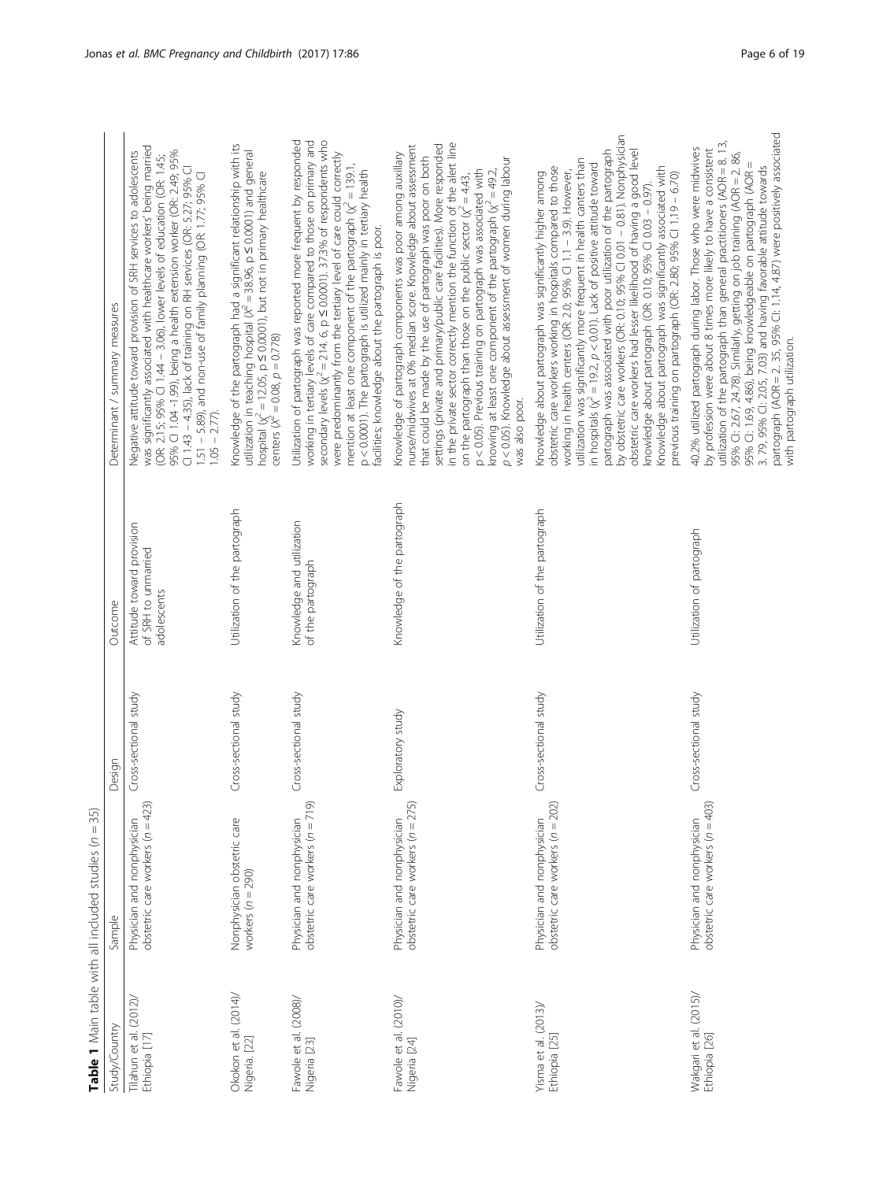**Table 1** Main table with all included studies ($n = 35$)

| Study/Country | Sample | Design | Outcome | Determinant / summary measures |
|---|---|---|---|---|
| Tilahun et al. (2012)/ Ethiopia [17] | Physician and nonphysician obstetric care workers ($n = 423$) | Cross-sectional study | Attitude toward provision of SRH to unmarried adolescents | Negative attitude toward provision of SRH services to adolescents was significantly associated with healthcare workers' being married (OR: 2.15; 95% CI 1.44 – 3.06), lower levels of education (OR: 1.45; 95% CI 1.04 -1.99), being a health extension worker (OR: 2.49; 95% CI 1.43 – 4.35), lack of training on RH services (OR: 5.27; 95% CI 1.51 – 5.89), and non-use of family planning (OR: 1.77; 95% CI 1.05 – 2.77). |
| Okokon et al. (2014)/ Nigeria. [22] | Nonphysician obstetric care workers ($n = 290$) | Cross-sectional study | Utilization of the partograph | Knowledge of the partograph had a significant relationship with its utilization in teaching hospital ($\chi^2 = 38.96$, $p \leq 0.0001$) and general hospital ($\chi^2 = 12.05$, $p \leq 0.0001$), but not in primary healthcare centers ($\chi^2 = 0.08$, $p = 0.778$) |
| Fawole et al. (2008)/ Nigeria [23] | Physician and nonphysician obstetric care workers ($n = 719$) | Cross-sectional study | Knowledge and utilization of the partograph | Utilization of partograph was reported more frequent by responded working in tertiary levels of care compared to those on primary and secondary levels ($\chi^2 = 214.6$, $p \leq 0.0001$). 37.3% of respondents who were predominantly from the tertiary level of care could correctly mention at least one component of the partograph ($\chi^2 = 139.1$, $p < 0.0001$). The partograph is utilized mainly in tertiary health facilities; knowledge about the partograph is poor. |
| Fawole et al. (2010)/ Nigeria [24] | Physician and nonphysician obstetric care workers ($n = 275$) | Exploratory study | Knowledge of the partograph | Knowledge of partograph components was poor among auxillary nurse/midwives at 0% median score. Knowledge about assessment that could be made by the use of partograph was poor on both settings (private and primary/public care facilities). More responded in the private sector correctly mention the function of the alert line on the partograph than those on the public sector ($\chi^2 = 4.43$, $p < 0.05$). Previous training on partograph was associated with knowing at least one component of the partograph ($\chi^2 = 49.2$, $p < 0.05$). Knowledge about assessment of women during labour was also poor. |
| Yisma et al. (2013)/ Ethiopia [25] | Physician and nonphysician obstetric care workers ($n = 202$) | Cross-sectional study | Utilization of the partograph | Knowledge about partograph was significantly higher among obstetric care workers working in hospitals compared to those working in health centers (OR: 2.0; 95% CI 1.1 – 3.9). However, utilization was significantly more frequent in health canters than in hospitals ($\chi^2 = 19.2$, $p < 0.01$). Lack of positive attitude toward partograph was associated with poor utilization of the partograph by obstetric care workers (OR: 0.10; 95% CI 0.01 – 0.81). Nonphysician obstetric care workers had lesser likelihood of having a good level knowledge about partograph (OR: 0.10; 95% CI 0.03 – 0.97). Knowledge about partograph was significantly associated with previous training on partograph (OR: 2.80; 95% CI 1.19 – 6.70) |
| Wakgari et al. (2015)/ Ethiopia [26] | Physician and nonphysician obstetric care workers ($n = 403$) | Cross-sectional study | Utilization of partograph | 40.2% utilized partograph during labor. Those who were midwives by profession were about 8 times more likely to have a consistent utilization of the partograph than general practitioners (AOR = 8.13, 95% CI: 2.67, 24.78). Similarly, getting on job training (AOR = 2.86, 95% CI: 1.69, 4.86), being knowledgeable on partograph (AOR = 3.79, 95% CI: 2.05, 7.03) and having favorable attitude towards partograph (AOR = 2.35, 95% CI: 1.14, 4.87) were positively associated with partograph utilization. |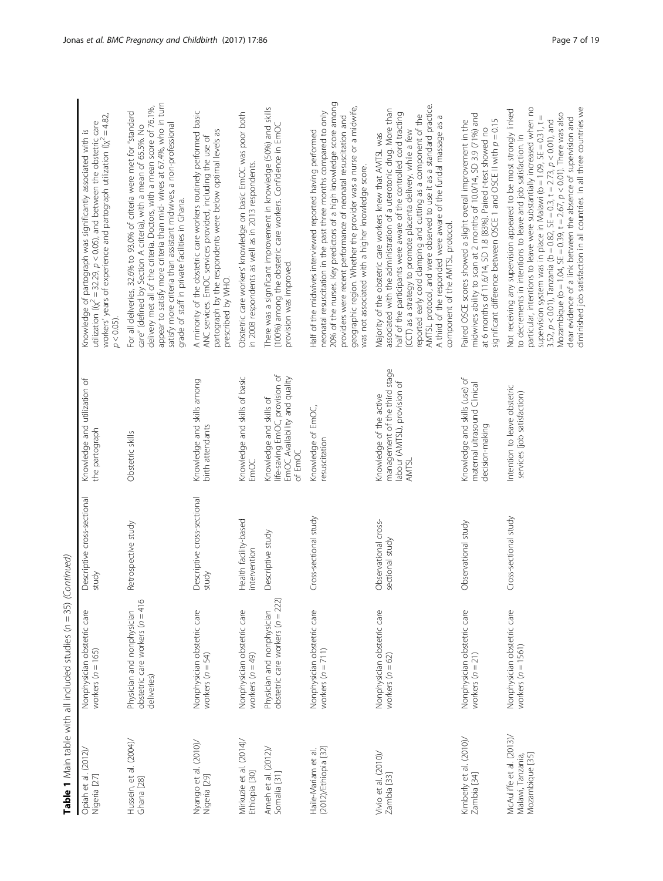**Table 1** Main table with all included studies ($n = 35$) *(Continued)*

| | | | | |
|---|---|---|---|---|
| Opiah et al. (2012)/ Nigeria [27] | Nonphysician obstetric care workers ($n = 165$) | Descriptive cross-sectional study | Knowledge and utilization of the partograph | Knowledge of partograph was significantly associated with its utilization (($\chi^2 = 32.29$, $p < 0.05$), and between the obstetric care workers' years of experience and partograph utilization (($\chi^2 = 4.82$, $p < 0.05$). |
| Hussein, et al. (2004)/ Ghana [28] | Physician and nonphysician obstetric care workers ($n = 416$ deliveries) | Retrospective study | Obstetric skills | For all deliveries, 32.6% to 93.0% of criteria were met for "standard care" (defined by Section A criteria), with a mean of 65.5%. No delivery met all of the criteria. Doctors, with a mean score of 76.1%, appear to satisfy more criteria than mid- wives at 67.4%, who in turn satisfy more criteria than assistant midwives, a non-professional grade of staff in private facilities in Ghana. |
| Nyango et al. (2010)/ Nigeria [29] | Nonphysician obstetric care workers ($n = 54$) | Descriptive cross-sectional study | Knowledge and skills among birth attendants | A minority of the obstetric care workers routinely performed basic ANC services. EmOC services provided, including the use of partograph by the respondents were below optimal levels as prescribed by WHO. |
| Mirkuzie et al. (2014)/ Ethiopia [30] | Nonphysician obstetric care workers ($n = 49$) | Health facility-based intervention | Knowledge and skills of basic EmOC | Obstetric care workers' knowledge on basic EmOC was poor both in 2008 respondents as well as in 2013 respondents. |
| Ameh et al. (2012)/ Somalia [31] | Physician and nonphysician obstetric care workers ($n = 222$) | Descriptive study | Knowledge and skills of life-saving EmOC, provision of EmOC Availability and quality of EmOC | There was a significant improvement in knowledge (50%) and skills (100%) among the obstetric care workers. Confidence in EmOC provision was improved. |
| Haile-Mariam et al. (2012)/Ethiopia [32] | Nonphysician obstetric care workers ($n = 711$) | Cross-sectional study | Knowledge of EmOC, resuscitation | Half of the midwives interviewed reported having performed neonatal resuscitation in the past three months compared to only 20% of the nurses. Key predictors of a high knowledge score among providers were recent performance of neonatal resuscitation and geographic region. Whether the provider was a nurse or a midwife, was not associated with a higher knowledge score. |
| Vivio et al. (2010)/ Zambia [33] | Nonphysician obstetric care workers ($n = 62$) | Observational cross-sectional study | Knowledge of the active management of the third stage labour (AMTSL), provision of AMTSL | Majority of the obstetric care workers knew that AMTSL was associated with the administration of a uterotonic drug. More than half of the participants were aware of the controlled cord tracting (CCT) as a strategy to promote placenta delivery, while a few reported early cord clamping and cutting as a component of the AMTSL protocol, and were observed to use it as a standard practice. A third of the responded were aware of the fundal massage as a component of the AMTSL protocol. |
| Kimberly et al. (2010)/ Zambia [34] | Nonphysician obstetric care workers ($n = 21$) | Observational study | Knowledge and skills (use) of maternal ultrasound Clinical decision-making | Paired OSCE scores showed a slight overall improvement in the midwives ability to scan at 2 months of 10.0/14, SD 3.9 (71%) and at 6 months of 11.6/14, SD 1.8 (83%). Paired t-test showed no significant difference between OSCE 1 and OSCE II with $p = 0.15$ |
| McAuliffe et al. (2013)/ Malawi, Tanzania, Mozambique [35] | Nonphysician obstetric care workers ($n = 1561$) | Cross-sectional study | Intention to leave obstetric services (job satisfaction) | Not receiving any supervision appeared to be most strongly linked to decrements in intentions to leave and job satisfaction. In particular, intentions to leave were substantially increased when no supervision system was in place in Malawi (b = 1.09, SE = 0.31, t = 3.52, $p < 0.01$), Tanzania (b = 0.82, SE = 0.3, t = 2.73, $p < 0.01$), and Mozambique (b = 1.04, SE = 0.39, t = 2.67, $p < 0.01$). There was also clear evidence of a link between the absence of supervision and diminished job satisfaction in all countries. In all three countries we |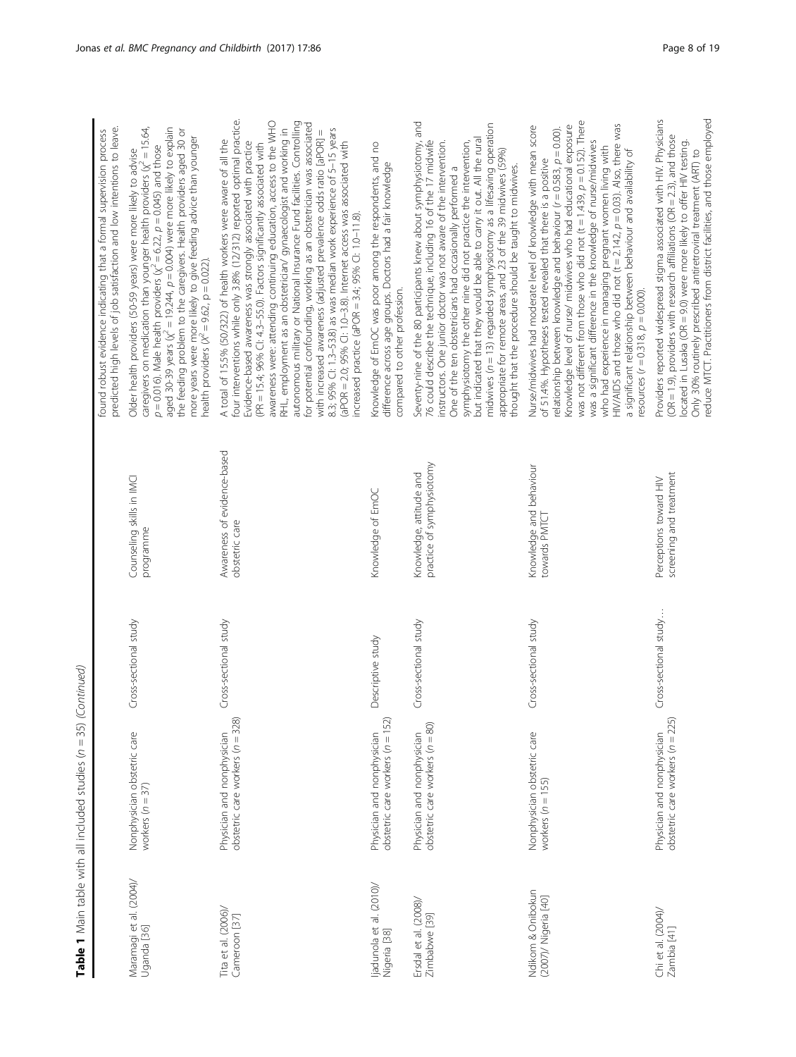**Table 1** Main table with all included studies (n = 35) *(Continued)*

| | | | | |
|---|---|---|---|---|
| | | | | found robust evidence indicating that a formal supervision process predicted high levels of job satisfaction and low intentions to leave. |
| Maramagi et al. (2004)/ Uganda [36] | Nonphysician obstetric care workers (n = 37) | Cross-sectional study | Counseling skills in IMCI programme | Older health providers (50-59 years) were more likely to advise caregivers on medication than younger health providers ($\chi^2 = 15.64$, $p = 0.016$). Male health providers ($\chi^2 = 6.22$, $p = 0.045$) and those aged 30-39 years ($\chi^2 = 19.244$, $p = 0.004$) were more likely to explain the feeding problem to the caregivers. Health providers aged 30 or more years were more likely to give feeding advice than younger health providers ($\chi^2 = 9.62$, $p = 0.022$). |
| Tita et al. (2006)/ Cameroon [37] | Physician and nonphysician obstetric care workers (n = 328) | Cross-sectional study | Awareness of evidence-based obstetric care | A total of 15.5% (50/322) of health workers were aware of all the four interventions while only 3.8% (12/312) reported optimal practice. Evidence-based awareness was strongly associated with practice (PR = 15.4; 96% CI: 4.3–55.0). Factors significantly associated with awareness were: attending continuing education, access to the WHO RHL, employment as an obstetrician/ gynaecologist and working in autonomous military or National Insurance Fund facilities. Controlling for potential confounding, working as an obstetrician was associated with increased awareness (adjusted prevalence odds ratio [aPOR] = 8.3; 95% CI: 1.3–53.8) as was median work experience of 5–15 years (aPOR = 2.0; 95% CI: 1.0–3.8). Internet access was associated with increased practice (aPOR = 3.4; 95% CI: 1.0–11.8). |
| Ijadunola et al. (2010)/ Nigeria [38] | Physician and nonphysician obstetric care workers (n = 152) | Descriptive study | Knowledge of EmOC | Knowledge of EmOC was poor among the respondents, and no difference across age groups. Doctors had a fair knowledge compared to other profession. |
| Ersdal et al. (2008)/ Zimbabwe [39] | Physician and nonphysician obstetric care workers (n = 80) | Cross-sectional study | Knowledge, attitude and practice of symphysiotomy | Seventy-nine of the 80 participants knew about symphysiotomy, and 76 could describe the technique, including 16 of the 17 midwife instructors. One junior doctor was not aware of the intervention. One of the ten obstetricians had occasionally performed a symphysiotomy the other nine did not practice the intervention, but indicated that they would be able to carry it out. All the rural midwives (n = 13) regarded symphysiotomy as a lifesaving operation appropriate for remote areas, and 23 of the 39 midwives (59%) thought that the procedure should be taught to midwives. |
| Ndikom & Onibokun (2007)/ Nigeria [40] | Nonphysician obstetric care workers (n = 155) | Cross-sectional study | Knowledge and behaviour towards PMTCT | Nurse/midwives had moderate level of knowledge with mean score of 51.4%. Hypotheses tested revealed that there is a positive relationship between knowledge and behaviour ($r = 0.583$, $p = 0.00$). Knowledge level of nurse/ midwives who had educational exposure was not different from those who did not ($t = 1.439$, $p = 0.152$). There was a significant difference in the knowledge of nurse/midwives who had experience in managing pregnant women living with HIV/AIDS and those who did not ($t = 2.142$, $p = 0.03$). Also, there was a significant relationship between behaviour and availability of resources ($r = 0.318$, $p = 0.000$). |
| Chi et al. (2004)/ Zambia [41] | Physician and nonphysician obstetric care workers (n = 225) | Cross-sectional study… | Perceptions toward HIV screening and treatment | Providers reported widespread stigma associated with HIV. Physicians (OR = 1.9), providers with research affiliations (OR = 2.3), and those located in Lusaka (OR = 9.0) were more likely to offer HIV testing. Only 30% routinely prescribed antiretroviral treatment (ART) to reduce MTCT. Practitioners from district facilities, and those employed |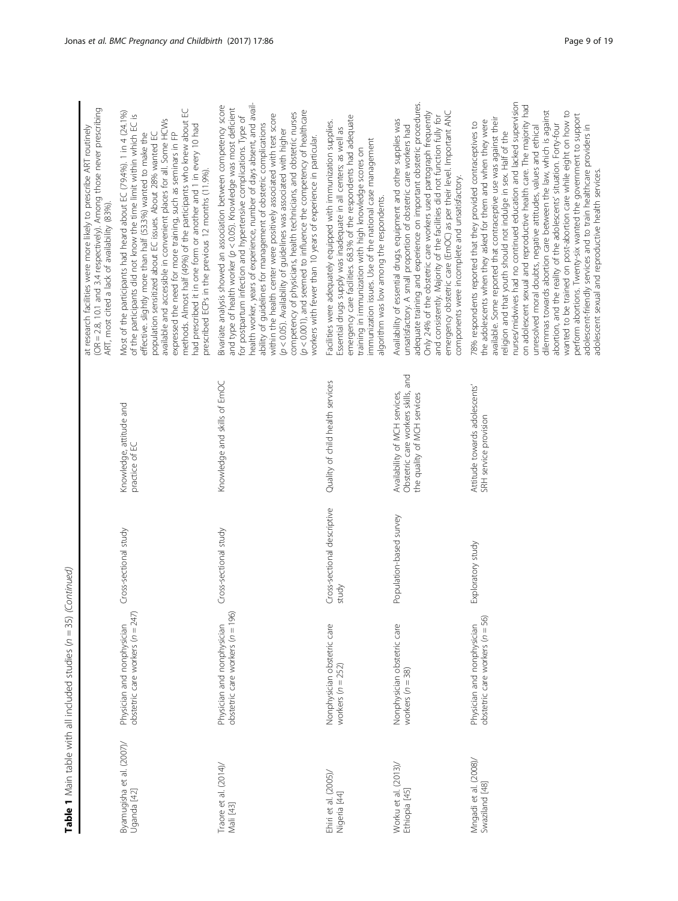**Table 1** Main table with all included studies (n = 35) *(Continued)*

| | | | | |
|---|---|---|---|---|
| | | | | at research facilities were more likely to prescribe ART routinely (OR = 2.8, 10.1 and 3.4 respectively). Among those never prescribing ART, most cited a lack of availability (83%). |
| Byamugisha et al. (2007)/ Uganda [42] | Physician and nonphysician obstetric care workers (n = 247) | Cross-sectional study | Knowledge, attitude and practice of EC | Most of the participants had heard about EC (79.4%). 1 in 4 (24.1%) of the participants did not know the time limit within which EC is effective. Slightly more than half (53.3%) wanted to make the population sensitized about EC issues. About 28% wanted EC available and accessible in convenient places for all. Some HCWs expressed the need for more training, such as seminars in FP methods. Almost half (49%) of the participants who knew about EC had prescribed it in one form or another and 1 in every 10 had prescribed ECPs in the previous 12 months (11.9%). |
| Traore et al. (2014)/ Mali [43] | Physician and nonphysician obstetric care workers (n = 196) | Cross-sectional study | Knowledge and skills of EmOC | Bivariate analysis showed an association between competency score and type of health worker ($p < 0.05$). Knowledge was most deficient for postpartum infection and hypertensive complications. Type of health worker, years of experience, number of days absent, and availability of guidelines for management of obstetric complications within the health center were positively associated with test score ($p < 0.05$). Availability of guidelines was associated with higher competency of physicians, health technicians, and obstetric nurses ($p < 0.001$), and seemed to influence the competency of healthcare workers with fewer than 10 years of experience in particular. |
| Ehiri et al. (2005)/ Nigeria [44] | Nonphysician obstetric care workers (n = 252) | Cross-sectional descriptive study | Quality of child health services | Facilities were adequately equipped with immunization supplies. Essential drugs supply was inadequate in all centers; as well as emergency care facilities. 68.3% of the respondents had adequate training in immunization with high knowledge scores on immunization issues. Use of the national case management algorithm was low among the respondents. |
| Worku et al. (2013)/ Ethiopia [45] | Nonphysician obstetric care workers (n = 38) | Population-based survey | Availability of MCH services, Obstetric care workers skills, and the quality of MCH services | Availability of essential drugs, equipment and other supplies was unsatisfactory. A small proportion of obstetric care workers had adequate training and experience on important obstetric procedures. Only 24% of the obstetric care workers used partograph frequently and consistently. Majority of the facilities did not function fully for emergency obstetric care (EmOC) as per their level. Important ANC components were incomplete and unsatisfactory. |
| Mngadi et al. (2008)/ Swaziland [48] | Physician and nonphysician obstetric care workers (n = 56) | Exploratory study | Attitude towards adolescents' SRH service provision | 78% respondents reported that they provided contraceptives to the adolescents when they asked for them and when they were available. Some reported that contraceptive use was against their religion and that youth should not indulge in sex. Half of the nurses/midwives had no continued education and lacked supervision on adolescent sexual and reproductive health care. The majority had unresolved moral doubts, negative attitudes, values and ethical dilemmas towards abortion care between the law, which is against abortion, and the reality of the adolescents' situation. Forty-four wanted to be trained on post-abortion care while eight on how to perform abortions. Twenty-six wanted the government to support adolescent-friendly services and to train healthcare providers in adolescent sexual and reproductive health services. |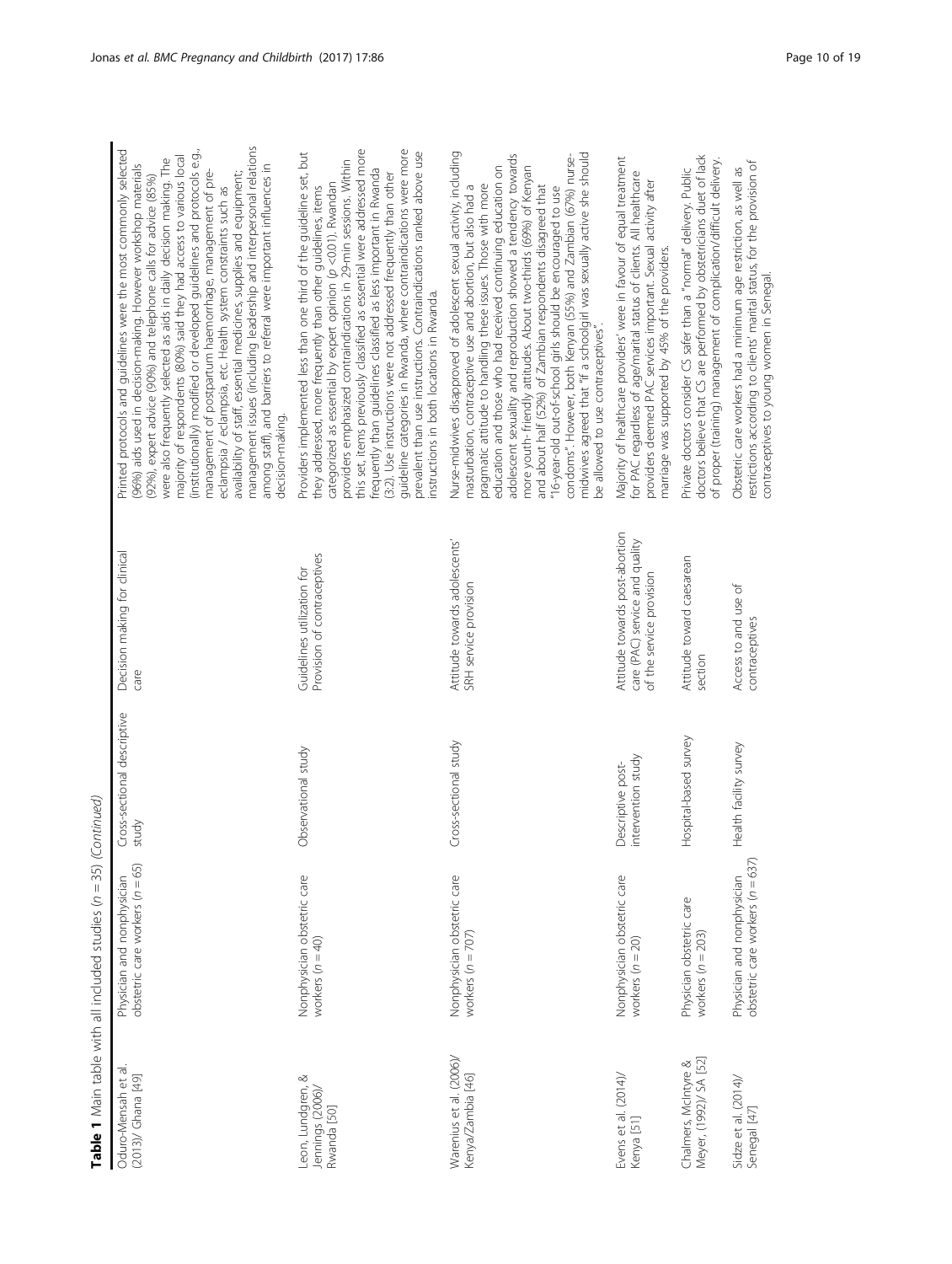**Table 1** Main table with all included studies ($n = 35$) *(Continued)*

| | | | | |
|---|---|---|---|---|
| Oduro-Mensah et al. (2013)/ Ghana [49] | Physician and nonphysician obstetric care workers ($n = 65$) | Cross-sectional descriptive study | Decision making for clinical care | Printed protocols and guidelines were the most commonly selected (96%) aids used in decision-making. However workshop materials (92%), expert advice (90%) and telephone calls for advice (85%) were also frequently selected as aids in daily decision making. The majority of respondents (80%) said they had access to various local (institutionally) modified or developed guidelines and protocols e.g., management of postpartum haemorrhage, management of pre-eclampsia / eclampsia, etc. Health system constraints such as availability of staff, essential medicines, supplies and equipment; management issues (including leadership and interpersonal relations among staff), and barriers to referral were important influences in decision-making. |
| Leon, Lundgren, & Jennings (2006)/ Rwanda [50] | Nonphysician obstetric care workers ($n = 40$) | Observational study | Guidelines utilization for Provision of contraceptives | Providers implemented less than one third of the guideline set, but they addressed, more frequently than other guidelines, items categorized as essential by expert opinion ($p < 0.01$). Rwandan providers emphasized contraindications in 29-min sessions. Within this set, items previously classified as essential were addressed more frequently than guidelines classified as less important in Rwanda (3:2). Use instructions were not addressed frequently than other guideline categories in Rwanda, where contraindications were more prevalent than use instructions. Contraindications ranked above use instructions in both locations in Rwanda. |
| Warenius et al. (2006)/ Kenya/Zambia [46] | Nonphysician obstetric care workers ($n = 707$) | Cross-sectional study | Attitude towards adolescents' SRH service provision | Nurse-midwives disapproved of adolescent sexual activity, including masturbation, contraceptive use and abortion, but also had a pragmatic attitude to handling these issues. Those with more education and those who had received continuing education on adolescent sexuality and reproduction showed a tendency towards more youth- friendly attitudes. About two-thirds (69%) of Kenyan and about half (52%) of Zambian respondents disagreed that "16-year-old out-of-school girls should be encouraged to use condoms". However, both Kenyan (55%) and Zambian (67%) nurse-midwives agreed that "if a schoolgirl was sexually active she should be allowed to use contraceptives". |
| Evens et al. (2014)/ Kenya [51] | Nonphysician obstetric care workers ($n = 20$) | Descriptive post-intervention study | Attitude towards post-abortion care (PAC) service and quality of the service provision | Majority of healthcare providers' were in favour of equal treatment for PAC regardless of age/marital status of clients. All healthcare providers deemed PAC services important. Sexual activity after marriage was supported by 45% of the providers. |
| Chalmers, McIntyre & Meyer, (1992)/ SA [52] | Physician obstetric care workers ($n = 203$) | Hospital-based survey | Attitude toward caesarean section | Private doctors consider CS safer than a "normal" delivery. Public doctors believe that CS are performed by obstetricians duet of lack of proper (training) management of complication/difficult delivery. |
| Sidze et al. (2014)/ Senegal [47] | Physician and nonphysician obstetric care workers ($n = 637$) | Health facility survey | Access to and use of contraceptives | Obstetric care workers had a minimum age restriction, as well as restrictions according to clients' marital status, for the provision of contraceptives to young women in Senegal. |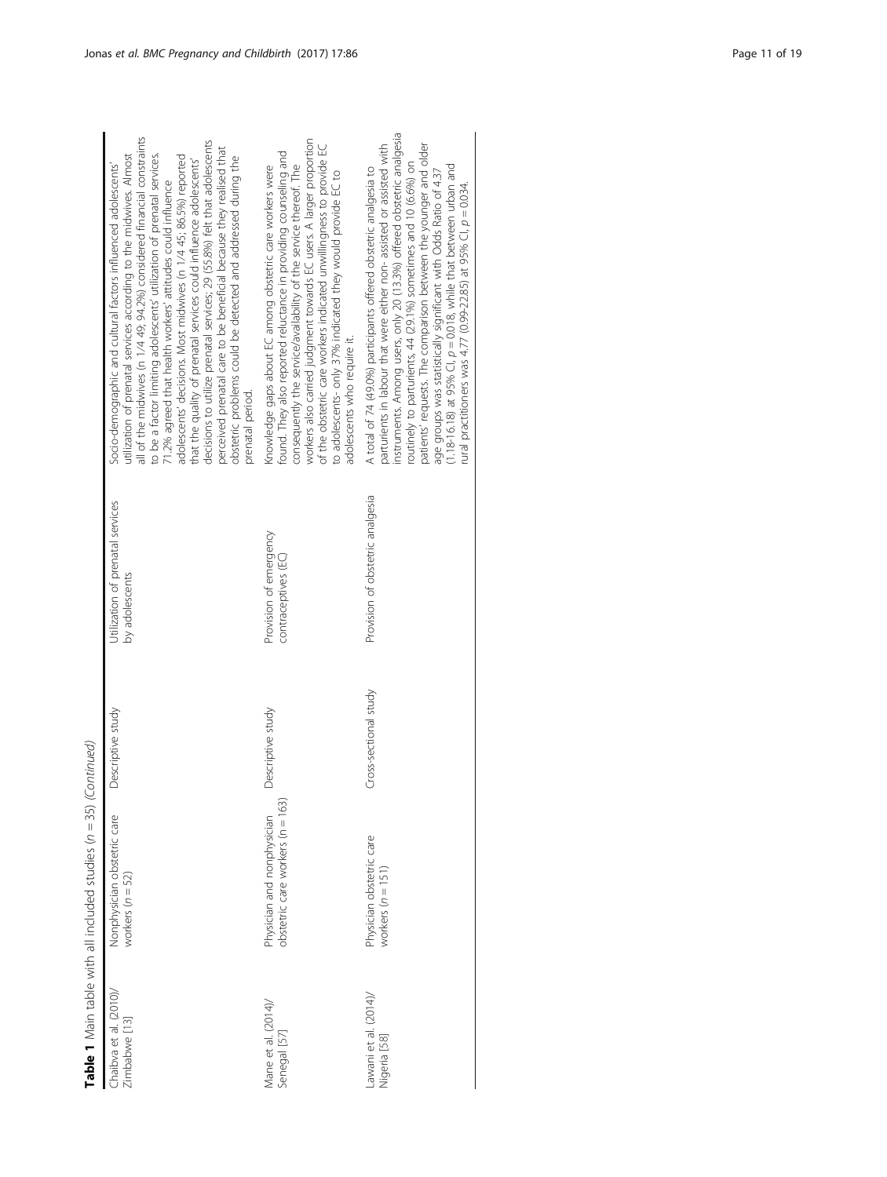**Table 1** Main table with all included studies ($n = 35$) *(Continued)*

| | | | | |
|---|---|---|---|---|
| Chaibva et al. (2010)/ Zimbabwe [13] | Nonphysician obstetric care workers ($n = 52$) | Descriptive study | Utilization of prenatal services by adolescents | Socio-demographic and cultural factors influenced adolescents' utilization of prenatal services according to the midwives. Almost all of the midwives (n 1/4 49; 94.2%) considered financial constraints to be a factor limiting adolescents' utilization of prenatal services. 71.2% agreed that health workers' attitudes could influence adolescents' decisions. Most midwives (n 1/4 45; 86.5%) reported that the quality of prenatal services could influence adolescents' decisions to utilize prenatal services; 29 (55.8%) felt that adolescents perceived prenatal care to be beneficial because they realised that obstetric problems could be detected and addressed during the prenatal period. |
| Mane et al. (2014)/ Senegal [57] | Physician and nonphysician obstetric care workers ($n = 163$) | Descriptive study | Provision of emergency contraceptives (EC) | Knowledge gaps about EC among obstetric care workers were found. They also reported reluctance in providing counseling and consequently the service/availability of the service thereof. The workers also carried judgment towards EC users. A larger proportion of the obstetric care workers indicated unwillingness to provide EC to adolescents- only 37% indicated they would provide EC to adolescents who require it. |
| Lawani et al. (2014)/ Nigeria [58] | Physician obstetric care workers ($n = 151$) | Cross-sectional study | Provision of obstetric analgesia | A total of 74 (49.0%) participants offered obstetric analgesia to parturients in labour that were either non- assisted or assisted with instruments. Among users, only 20 (13.3%) offered obstetric analgesia routinely to parturients, 44 (29.1%) sometimes and 10 (6.6%) on patients' requests. The comparison between the younger and older age groups was statistically significant with Odds Ratio of 4.37 (1.18-16.18) at 95% CI, $p = 0.018$, while that between urban and rural practitioners was 4.77 (0.99-22.85) at 95% CI, $p = 0.034$. |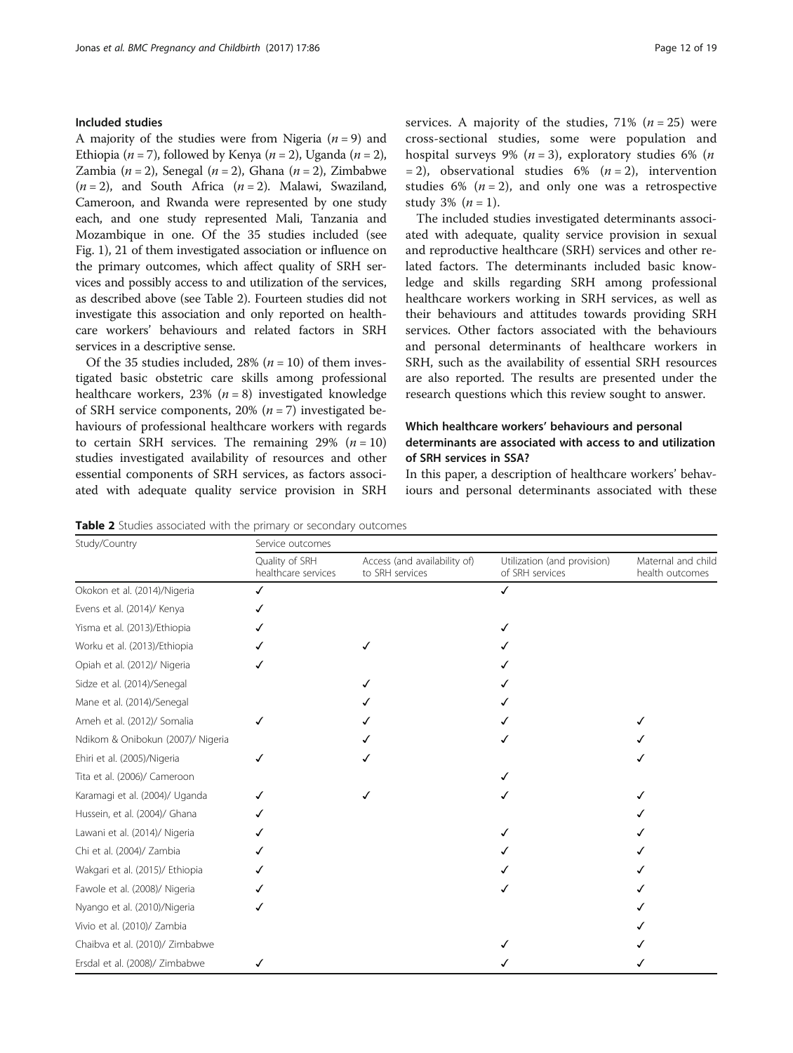### Included studies

A majority of the studies were from Nigeria ($n = 9$) and Ethiopia ($n = 7$), followed by Kenya ($n = 2$), Uganda ($n = 2$), Zambia ($n = 2$), Senegal ($n = 2$), Ghana ($n = 2$), Zimbabwe ($n = 2$), and South Africa ($n = 2$). Malawi, Swaziland, Cameroon, and Rwanda were represented by one study each, and one study represented Mali, Tanzania and Mozambique in one. Of the 35 studies included (see Fig. 1), 21 of them investigated association or influence on the primary outcomes, which affect quality of SRH services and possibly access to and utilization of the services, as described above (see Table 2). Fourteen studies did not investigate this association and only reported on healthcare workers' behaviours and related factors in SRH services in a descriptive sense.

Of the 35 studies included, 28% ($n = 10$) of them investigated basic obstetric care skills among professional healthcare workers, 23% ($n = 8$) investigated knowledge of SRH service components, 20% ($n = 7$) investigated behaviours of professional healthcare workers with regards to certain SRH services. The remaining 29% ($n = 10$) studies investigated availability of resources and other essential components of SRH services, as factors associated with adequate quality service provision in SRH services. A majority of the studies, 71% ($n = 25$) were cross-sectional studies, some were population and hospital surveys 9% ($n = 3$), exploratory studies 6% ($n = 2$), observational studies 6% ($n = 2$), intervention studies 6% ($n = 2$), and only one was a retrospective study 3% ($n = 1$).

The included studies investigated determinants associated with adequate, quality service provision in sexual and reproductive healthcare (SRH) services and other related factors. The determinants included basic knowledge and skills regarding SRH among professional healthcare workers working in SRH services, as well as their behaviours and attitudes towards providing SRH services. Other factors associated with the behaviours and personal determinants of healthcare workers in SRH, such as the availability of essential SRH resources are also reported. The results are presented under the research questions which this review sought to answer.

### Which healthcare workers' behaviours and personal determinants are associated with access to and utilization of SRH services in SSA?

In this paper, a description of healthcare workers' behaviours and personal determinants associated with these

**Table 2** Studies associated with the primary or secondary outcomes

| Study/Country | Service outcomes | | | |
|---|---|---|---|---|
| | Quality of SRH healthcare services | Access (and availability of) to SRH services | Utilization (and provision) of SRH services | Maternal and child health outcomes |
| Okokon et al. (2014)/Nigeria | ✓ | | ✓ | |
| Evens et al. (2014)/ Kenya | ✓ | | | |
| Yisma et al. (2013)/Ethiopia | ✓ | | ✓ | |
| Worku et al. (2013)/Ethiopia | ✓ | ✓ | ✓ | |
| Opiah et al. (2012)/ Nigeria | ✓ | | ✓ | |
| Sidze et al. (2014)/Senegal | | ✓ | ✓ | |
| Mane et al. (2014)/Senegal | | ✓ | ✓ | |
| Ameh et al. (2012)/ Somalia | ✓ | ✓ | ✓ | ✓ |
| Ndikom & Onibokun (2007)/ Nigeria | | ✓ | ✓ | ✓ |
| Ehiri et al. (2005)/Nigeria | ✓ | ✓ | | ✓ |
| Tita et al. (2006)/ Cameroon | | | ✓ | |
| Karamagi et al. (2004)/ Uganda | ✓ | ✓ | ✓ | ✓ |
| Hussein, et al. (2004)/ Ghana | ✓ | | | ✓ |
| Lawani et al. (2014)/ Nigeria | ✓ | | ✓ | ✓ |
| Chi et al. (2004)/ Zambia | ✓ | | ✓ | ✓ |
| Wakgari et al. (2015)/ Ethiopia | ✓ | | ✓ | ✓ |
| Fawole et al. (2008)/ Nigeria | ✓ | | ✓ | ✓ |
| Nyango et al. (2010)/Nigeria | ✓ | | | ✓ |
| Vivio et al. (2010)/ Zambia | | | | ✓ |
| Chaibva et al. (2010)/ Zimbabwe | | | ✓ | ✓ |
| Ersdal et al. (2008)/ Zimbabwe | ✓ | | ✓ | ✓ |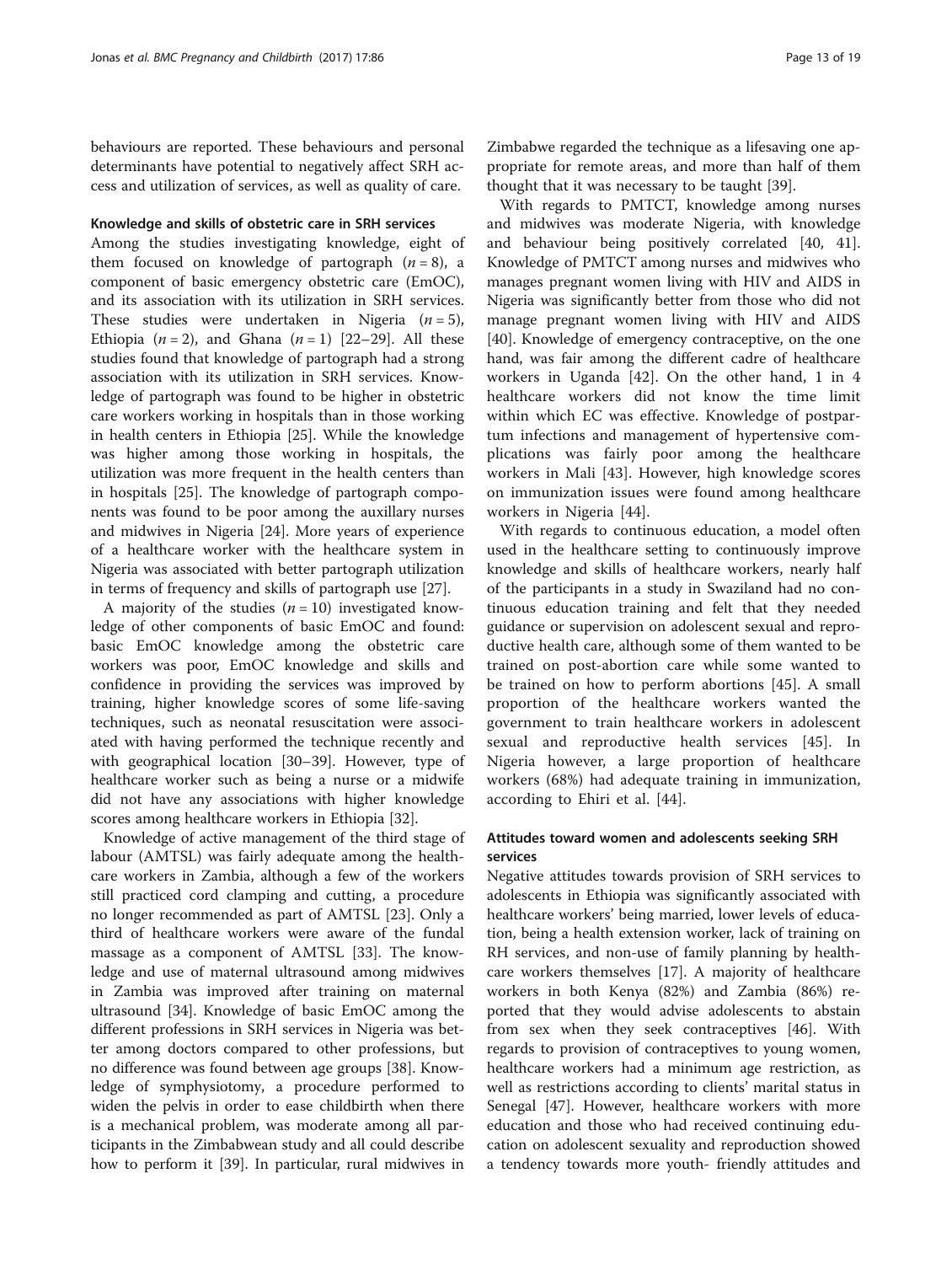behaviours are reported. These behaviours and personal determinants have potential to negatively affect SRH access and utilization of services, as well as quality of care.

### Knowledge and skills of obstetric care in SRH services

Among the studies investigating knowledge, eight of them focused on knowledge of partograph ($n = 8$), a component of basic emergency obstetric care (EmOC), and its association with its utilization in SRH services. These studies were undertaken in Nigeria ($n = 5$), Ethiopia ($n = 2$), and Ghana ($n = 1$) [22–29]. All these studies found that knowledge of partograph had a strong association with its utilization in SRH services. Knowledge of partograph was found to be higher in obstetric care workers working in hospitals than in those working in health centers in Ethiopia [25]. While the knowledge was higher among those working in hospitals, the utilization was more frequent in the health centers than in hospitals [25]. The knowledge of partograph components was found to be poor among the auxillary nurses and midwives in Nigeria [24]. More years of experience of a healthcare worker with the healthcare system in Nigeria was associated with better partograph utilization in terms of frequency and skills of partograph use [27].

A majority of the studies ($n = 10$) investigated knowledge of other components of basic EmOC and found: basic EmOC knowledge among the obstetric care workers was poor, EmOC knowledge and skills and confidence in providing the services was improved by training, higher knowledge scores of some life-saving techniques, such as neonatal resuscitation were associated with having performed the technique recently and with geographical location [30–39]. However, type of healthcare worker such as being a nurse or a midwife did not have any associations with higher knowledge scores among healthcare workers in Ethiopia [32].

Knowledge of active management of the third stage of labour (AMTSL) was fairly adequate among the healthcare workers in Zambia, although a few of the workers still practiced cord clamping and cutting, a procedure no longer recommended as part of AMTSL [23]. Only a third of healthcare workers were aware of the fundal massage as a component of AMTSL [33]. The knowledge and use of maternal ultrasound among midwives in Zambia was improved after training on maternal ultrasound [34]. Knowledge of basic EmOC among the different professions in SRH services in Nigeria was better among doctors compared to other professions, but no difference was found between age groups [38]. Knowledge of symphysiotomy, a procedure performed to widen the pelvis in order to ease childbirth when there is a mechanical problem, was moderate among all participants in the Zimbabwean study and all could describe how to perform it [39]. In particular, rural midwives in Zimbabwe regarded the technique as a lifesaving one appropriate for remote areas, and more than half of them thought that it was necessary to be taught [39].

With regards to PMTCT, knowledge among nurses and midwives was moderate Nigeria, with knowledge and behaviour being positively correlated [40, 41]. Knowledge of PMTCT among nurses and midwives who manages pregnant women living with HIV and AIDS in Nigeria was significantly better from those who did not manage pregnant women living with HIV and AIDS [40]. Knowledge of emergency contraceptive, on the one hand, was fair among the different cadre of healthcare workers in Uganda [42]. On the other hand, 1 in 4 healthcare workers did not know the time limit within which EC was effective. Knowledge of postpartum infections and management of hypertensive complications was fairly poor among the healthcare workers in Mali [43]. However, high knowledge scores on immunization issues were found among healthcare workers in Nigeria [44].

With regards to continuous education, a model often used in the healthcare setting to continuously improve knowledge and skills of healthcare workers, nearly half of the participants in a study in Swaziland had no continuous education training and felt that they needed guidance or supervision on adolescent sexual and reproductive health care, although some of them wanted to be trained on post-abortion care while some wanted to be trained on how to perform abortions [45]. A small proportion of the healthcare workers wanted the government to train healthcare workers in adolescent sexual and reproductive health services [45]. In Nigeria however, a large proportion of healthcare workers (68%) had adequate training in immunization, according to Ehiri et al. [44].

### Attitudes toward women and adolescents seeking SRH services

Negative attitudes towards provision of SRH services to adolescents in Ethiopia was significantly associated with healthcare workers' being married, lower levels of education, being a health extension worker, lack of training on RH services, and non-use of family planning by healthcare workers themselves [17]. A majority of healthcare workers in both Kenya (82%) and Zambia (86%) reported that they would advise adolescents to abstain from sex when they seek contraceptives [46]. With regards to provision of contraceptives to young women, healthcare workers had a minimum age restriction, as well as restrictions according to clients' marital status in Senegal [47]. However, healthcare workers with more education and those who had received continuing education on adolescent sexuality and reproduction showed a tendency towards more youth- friendly attitudes and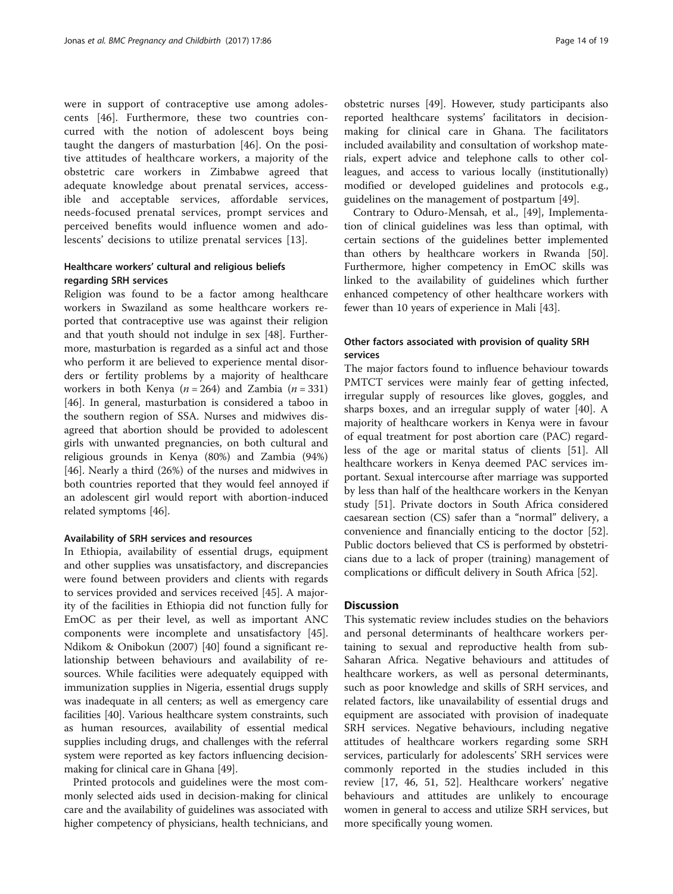were in support of contraceptive use among adolescents [46]. Furthermore, these two countries concurred with the notion of adolescent boys being taught the dangers of masturbation [46]. On the positive attitudes of healthcare workers, a majority of the obstetric care workers in Zimbabwe agreed that adequate knowledge about prenatal services, accessible and acceptable services, affordable services, needs-focused prenatal services, prompt services and perceived benefits would influence women and adolescents' decisions to utilize prenatal services [13].

### Healthcare workers' cultural and religious beliefs regarding SRH services

Religion was found to be a factor among healthcare workers in Swaziland as some healthcare workers reported that contraceptive use was against their religion and that youth should not indulge in sex [48]. Furthermore, masturbation is regarded as a sinful act and those who perform it are believed to experience mental disorders or fertility problems by a majority of healthcare workers in both Kenya ($n = 264$) and Zambia ($n = 331$) [46]. In general, masturbation is considered a taboo in the southern region of SSA. Nurses and midwives disagreed that abortion should be provided to adolescent girls with unwanted pregnancies, on both cultural and religious grounds in Kenya (80%) and Zambia (94%) [46]. Nearly a third (26%) of the nurses and midwives in both countries reported that they would feel annoyed if an adolescent girl would report with abortion-induced related symptoms [46].

### Availability of SRH services and resources

In Ethiopia, availability of essential drugs, equipment and other supplies was unsatisfactory, and discrepancies were found between providers and clients with regards to services provided and services received [45]. A majority of the facilities in Ethiopia did not function fully for EmOC as per their level, as well as important ANC components were incomplete and unsatisfactory [45]. Ndikom & Onibokun (2007) [40] found a significant relationship between behaviours and availability of resources. While facilities were adequately equipped with immunization supplies in Nigeria, essential drugs supply was inadequate in all centers; as well as emergency care facilities [40]. Various healthcare system constraints, such as human resources, availability of essential medical supplies including drugs, and challenges with the referral system were reported as key factors influencing decision-making for clinical care in Ghana [49].

Printed protocols and guidelines were the most commonly selected aids used in decision-making for clinical care and the availability of guidelines was associated with higher competency of physicians, health technicians, and obstetric nurses [49]. However, study participants also reported healthcare systems' facilitators in decision-making for clinical care in Ghana. The facilitators included availability and consultation of workshop materials, expert advice and telephone calls to other colleagues, and access to various locally (institutionally) modified or developed guidelines and protocols e.g., guidelines on the management of postpartum [49].

Contrary to Oduro-Mensah, et al., [49], Implementation of clinical guidelines was less than optimal, with certain sections of the guidelines better implemented than others by healthcare workers in Rwanda [50]. Furthermore, higher competency in EmOC skills was linked to the availability of guidelines which further enhanced competency of other healthcare workers with fewer than 10 years of experience in Mali [43].

### Other factors associated with provision of quality SRH services

The major factors found to influence behaviour towards PMTCT services were mainly fear of getting infected, irregular supply of resources like gloves, goggles, and sharps boxes, and an irregular supply of water [40]. A majority of healthcare workers in Kenya were in favour of equal treatment for post abortion care (PAC) regardless of the age or marital status of clients [51]. All healthcare workers in Kenya deemed PAC services important. Sexual intercourse after marriage was supported by less than half of the healthcare workers in the Kenyan study [51]. Private doctors in South Africa considered caesarean section (CS) safer than a "normal" delivery, a convenience and financially enticing to the doctor [52]. Public doctors believed that CS is performed by obstetricians due to a lack of proper (training) management of complications or difficult delivery in South Africa [52].

## Discussion

This systematic review includes studies on the behaviors and personal determinants of healthcare workers pertaining to sexual and reproductive health from sub-Saharan Africa. Negative behaviours and attitudes of healthcare workers, as well as personal determinants, such as poor knowledge and skills of SRH services, and related factors, like unavailability of essential drugs and equipment are associated with provision of inadequate SRH services. Negative behaviours, including negative attitudes of healthcare workers regarding some SRH services, particularly for adolescents' SRH services were commonly reported in the studies included in this review [17, 46, 51, 52]. Healthcare workers' negative behaviours and attitudes are unlikely to encourage women in general to access and utilize SRH services, but more specifically young women.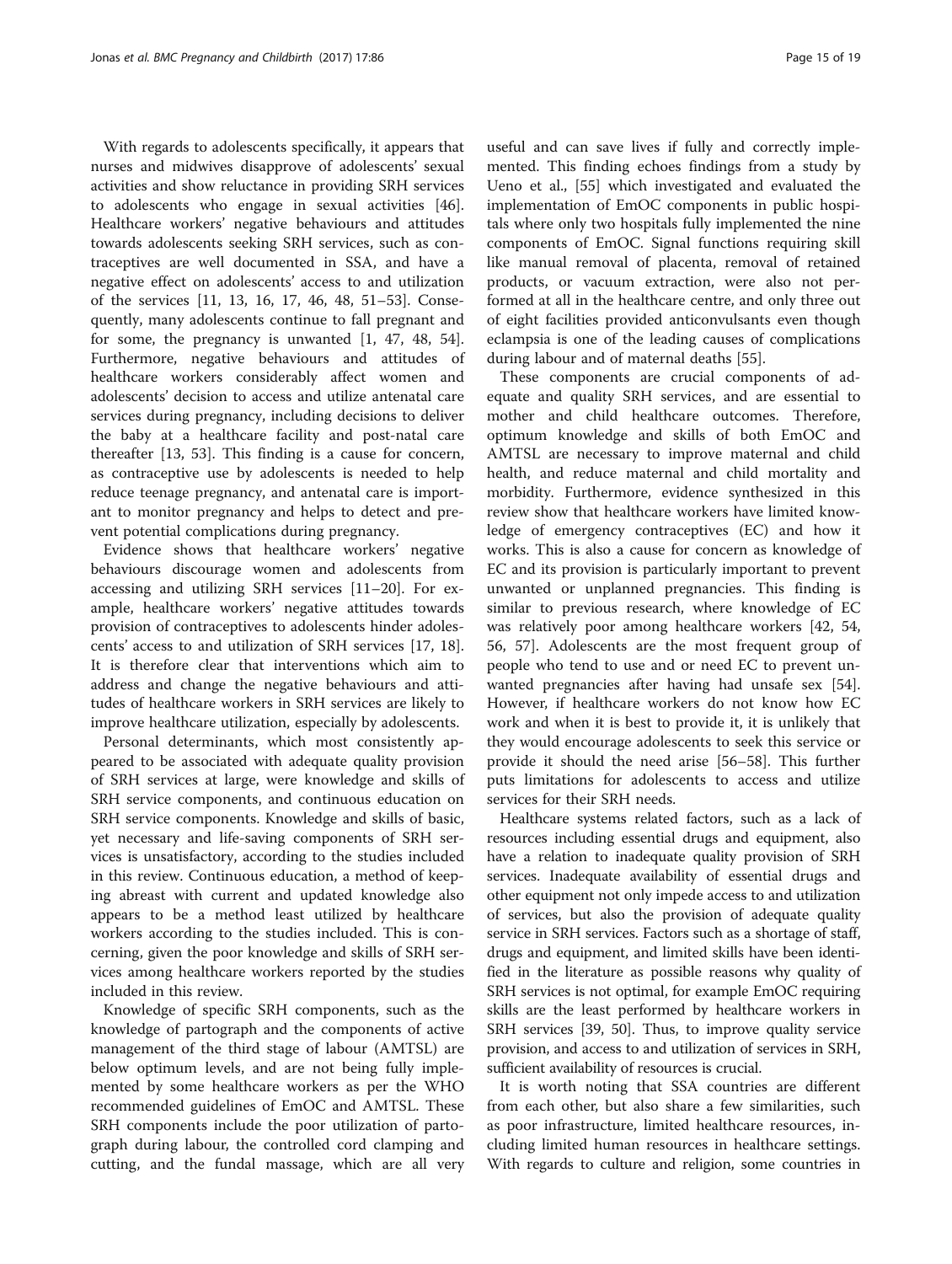With regards to adolescents specifically, it appears that nurses and midwives disapprove of adolescents' sexual activities and show reluctance in providing SRH services to adolescents who engage in sexual activities [46]. Healthcare workers' negative behaviours and attitudes towards adolescents seeking SRH services, such as contraceptives are well documented in SSA, and have a negative effect on adolescents' access to and utilization of the services [11, 13, 16, 17, 46, 48, 51–53]. Consequently, many adolescents continue to fall pregnant and for some, the pregnancy is unwanted [1, 47, 48, 54]. Furthermore, negative behaviours and attitudes of healthcare workers considerably affect women and adolescents' decision to access and utilize antenatal care services during pregnancy, including decisions to deliver the baby at a healthcare facility and post-natal care thereafter [13, 53]. This finding is a cause for concern, as contraceptive use by adolescents is needed to help reduce teenage pregnancy, and antenatal care is important to monitor pregnancy and helps to detect and prevent potential complications during pregnancy.

Evidence shows that healthcare workers' negative behaviours discourage women and adolescents from accessing and utilizing SRH services [11–20]. For example, healthcare workers' negative attitudes towards provision of contraceptives to adolescents hinder adolescents' access to and utilization of SRH services [17, 18]. It is therefore clear that interventions which aim to address and change the negative behaviours and attitudes of healthcare workers in SRH services are likely to improve healthcare utilization, especially by adolescents.

Personal determinants, which most consistently appeared to be associated with adequate quality provision of SRH services at large, were knowledge and skills of SRH service components, and continuous education on SRH service components. Knowledge and skills of basic, yet necessary and life-saving components of SRH services is unsatisfactory, according to the studies included in this review. Continuous education, a method of keeping abreast with current and updated knowledge also appears to be a method least utilized by healthcare workers according to the studies included. This is concerning, given the poor knowledge and skills of SRH services among healthcare workers reported by the studies included in this review.

Knowledge of specific SRH components, such as the knowledge of partograph and the components of active management of the third stage of labour (AMTSL) are below optimum levels, and are not being fully implemented by some healthcare workers as per the WHO recommended guidelines of EmOC and AMTSL. These SRH components include the poor utilization of partograph during labour, the controlled cord clamping and cutting, and the fundal massage, which are all very useful and can save lives if fully and correctly implemented. This finding echoes findings from a study by Ueno et al., [55] which investigated and evaluated the implementation of EmOC components in public hospitals where only two hospitals fully implemented the nine components of EmOC. Signal functions requiring skill like manual removal of placenta, removal of retained products, or vacuum extraction, were also not performed at all in the healthcare centre, and only three out of eight facilities provided anticonvulsants even though eclampsia is one of the leading causes of complications during labour and of maternal deaths [55].

These components are crucial components of adequate and quality SRH services, and are essential to mother and child healthcare outcomes. Therefore, optimum knowledge and skills of both EmOC and AMTSL are necessary to improve maternal and child health, and reduce maternal and child mortality and morbidity. Furthermore, evidence synthesized in this review show that healthcare workers have limited knowledge of emergency contraceptives (EC) and how it works. This is also a cause for concern as knowledge of EC and its provision is particularly important to prevent unwanted or unplanned pregnancies. This finding is similar to previous research, where knowledge of EC was relatively poor among healthcare workers [42, 54, 56, 57]. Adolescents are the most frequent group of people who tend to use and or need EC to prevent unwanted pregnancies after having had unsafe sex [54]. However, if healthcare workers do not know how EC work and when it is best to provide it, it is unlikely that they would encourage adolescents to seek this service or provide it should the need arise [56–58]. This further puts limitations for adolescents to access and utilize services for their SRH needs.

Healthcare systems related factors, such as a lack of resources including essential drugs and equipment, also have a relation to inadequate quality provision of SRH services. Inadequate availability of essential drugs and other equipment not only impede access to and utilization of services, but also the provision of adequate quality service in SRH services. Factors such as a shortage of staff, drugs and equipment, and limited skills have been identified in the literature as possible reasons why quality of SRH services is not optimal, for example EmOC requiring skills are the least performed by healthcare workers in SRH services [39, 50]. Thus, to improve quality service provision, and access to and utilization of services in SRH, sufficient availability of resources is crucial.

It is worth noting that SSA countries are different from each other, but also share a few similarities, such as poor infrastructure, limited healthcare resources, including limited human resources in healthcare settings. With regards to culture and religion, some countries in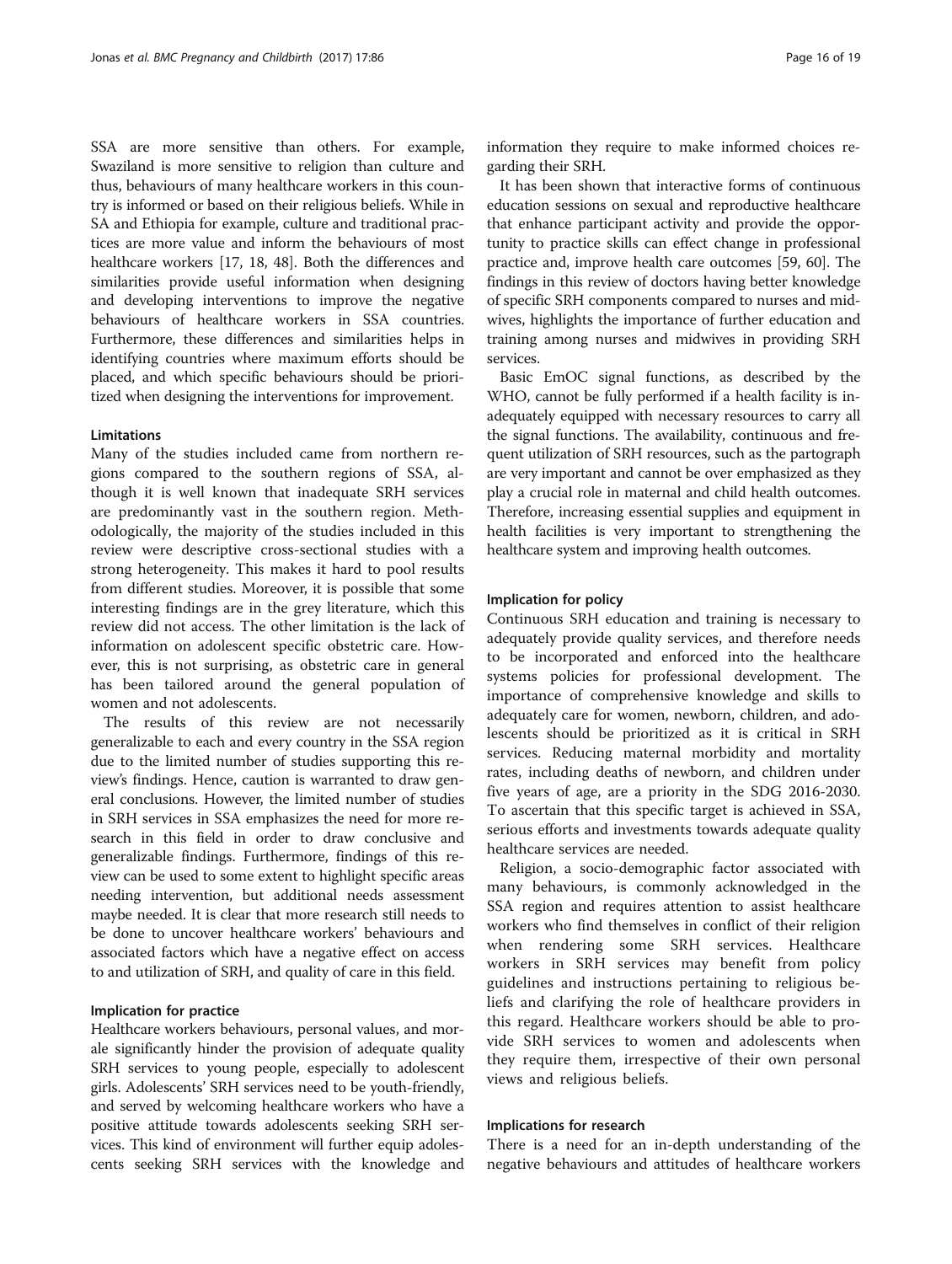SSA are more sensitive than others. For example, Swaziland is more sensitive to religion than culture and thus, behaviours of many healthcare workers in this country is informed or based on their religious beliefs. While in SA and Ethiopia for example, culture and traditional practices are more value and inform the behaviours of most healthcare workers [17, 18, 48]. Both the differences and similarities provide useful information when designing and developing interventions to improve the negative behaviours of healthcare workers in SSA countries. Furthermore, these differences and similarities helps in identifying countries where maximum efforts should be placed, and which specific behaviours should be prioritized when designing the interventions for improvement.

#### Limitations

Many of the studies included came from northern regions compared to the southern regions of SSA, although it is well known that inadequate SRH services are predominantly vast in the southern region. Methodologically, the majority of the studies included in this review were descriptive cross-sectional studies with a strong heterogeneity. This makes it hard to pool results from different studies. Moreover, it is possible that some interesting findings are in the grey literature, which this review did not access. The other limitation is the lack of information on adolescent specific obstetric care. However, this is not surprising, as obstetric care in general has been tailored around the general population of women and not adolescents.

The results of this review are not necessarily generalizable to each and every country in the SSA region due to the limited number of studies supporting this review's findings. Hence, caution is warranted to draw general conclusions. However, the limited number of studies in SRH services in SSA emphasizes the need for more research in this field in order to draw conclusive and generalizable findings. Furthermore, findings of this review can be used to some extent to highlight specific areas needing intervention, but additional needs assessment maybe needed. It is clear that more research still needs to be done to uncover healthcare workers' behaviours and associated factors which have a negative effect on access to and utilization of SRH, and quality of care in this field.

#### Implication for practice

Healthcare workers behaviours, personal values, and morale significantly hinder the provision of adequate quality SRH services to young people, especially to adolescent girls. Adolescents' SRH services need to be youth-friendly, and served by welcoming healthcare workers who have a positive attitude towards adolescents seeking SRH services. This kind of environment will further equip adolescents seeking SRH services with the knowledge and information they require to make informed choices regarding their SRH.

It has been shown that interactive forms of continuous education sessions on sexual and reproductive healthcare that enhance participant activity and provide the opportunity to practice skills can effect change in professional practice and, improve health care outcomes [59, 60]. The findings in this review of doctors having better knowledge of specific SRH components compared to nurses and midwives, highlights the importance of further education and training among nurses and midwives in providing SRH services.

Basic EmOC signal functions, as described by the WHO, cannot be fully performed if a health facility is inadequately equipped with necessary resources to carry all the signal functions. The availability, continuous and frequent utilization of SRH resources, such as the partograph are very important and cannot be over emphasized as they play a crucial role in maternal and child health outcomes. Therefore, increasing essential supplies and equipment in health facilities is very important to strengthening the healthcare system and improving health outcomes.

#### Implication for policy

Continuous SRH education and training is necessary to adequately provide quality services, and therefore needs to be incorporated and enforced into the healthcare systems policies for professional development. The importance of comprehensive knowledge and skills to adequately care for women, newborn, children, and adolescents should be prioritized as it is critical in SRH services. Reducing maternal morbidity and mortality rates, including deaths of newborn, and children under five years of age, are a priority in the SDG 2016-2030. To ascertain that this specific target is achieved in SSA, serious efforts and investments towards adequate quality healthcare services are needed.

Religion, a socio-demographic factor associated with many behaviours, is commonly acknowledged in the SSA region and requires attention to assist healthcare workers who find themselves in conflict of their religion when rendering some SRH services. Healthcare workers in SRH services may benefit from policy guidelines and instructions pertaining to religious beliefs and clarifying the role of healthcare providers in this regard. Healthcare workers should be able to provide SRH services to women and adolescents when they require them, irrespective of their own personal views and religious beliefs.

#### Implications for research

There is a need for an in-depth understanding of the negative behaviours and attitudes of healthcare workers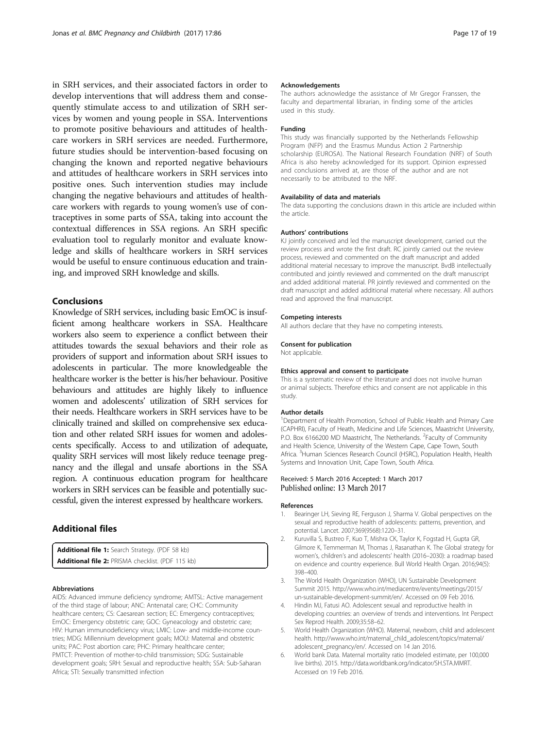in SRH services, and their associated factors in order to develop interventions that will address them and consequently stimulate access to and utilization of SRH services by women and young people in SSA. Interventions to promote positive behaviours and attitudes of healthcare workers in SRH services are needed. Furthermore, future studies should be intervention-based focusing on changing the known and reported negative behaviours and attitudes of healthcare workers in SRH services into positive ones. Such intervention studies may include changing the negative behaviours and attitudes of healthcare workers with regards to young women's use of contraceptives in some parts of SSA, taking into account the contextual differences in SSA regions. An SRH specific evaluation tool to regularly monitor and evaluate knowledge and skills of healthcare workers in SRH services would be useful to ensure continuous education and training, and improved SRH knowledge and skills.

## Conclusions

Knowledge of SRH services, including basic EmOC is insufficient among healthcare workers in SSA. Healthcare workers also seem to experience a conflict between their attitudes towards the sexual behaviors and their role as providers of support and information about SRH issues to adolescents in particular. The more knowledgeable the healthcare worker is the better is his/her behaviour. Positive behaviours and attitudes are highly likely to influence women and adolescents' utilization of SRH services for their needs. Healthcare workers in SRH services have to be clinically trained and skilled on comprehensive sex education and other related SRH issues for women and adolescents specifically. Access to and utilization of adequate, quality SRH services will most likely reduce teenage pregnancy and the illegal and unsafe abortions in the SSA region. A continuous education program for healthcare workers in SRH services can be feasible and potentially successful, given the interest expressed by healthcare workers.

## Additional files

**Additional file 1:** Search Strategy. (PDF 58 kb)
**Additional file 2:** PRISMA checklist. (PDF 115 kb)

#### Abbreviations

AIDS: Advanced immune deficiency syndrome; AMTSL: Active management of the third stage of labour; ANC: Antenatal care; CHC: Community healthcare centers; CS: Caesarean section; EC: Emergency contraceptives; EmOC: Emergency obstetric care; GOC: Gyneacology and obstetric care; HIV: Human immunodeficiency virus; LMIC: Low- and middle-income countries; MDG: Millennium development goals; MOU: Maternal and obstetric units; PAC: Post abortion care; PHC: Primary healthcare center; PMTCT: Prevention of mother-to-child transmission; SDG: Sustainable development goals; SRH: Sexual and reproductive health; SSA: Sub-Saharan Africa; STI: Sexually transmitted infection

#### Acknowledgements

The authors acknowledge the assistance of Mr Gregor Franssen, the faculty and departmental librarian, in finding some of the articles used in this study.

#### Funding

This study was financially supported by the Netherlands Fellowship Program (NFP) and the Erasmus Mundus Action 2 Partnership scholarship (EUROSA). The National Research Foundation (NRF) of South Africa is also hereby acknowledged for its support. Opinion expressed and conclusions arrived at, are those of the author and are not necessarily to be attributed to the NRF.

#### Availability of data and materials

The data supporting the conclusions drawn in this article are included within the article.

#### Authors' contributions

KJ jointly conceived and led the manuscript development, carried out the review process and wrote the first draft. RC jointly carried out the review process, reviewed and commented on the draft manuscript and added additional material necessary to improve the manuscript. BvdB intellectually contributed and jointly reviewed and commented on the draft manuscript and added additional material. PR jointly reviewed and commented on the draft manuscript and added additional material where necessary. All authors read and approved the final manuscript.

#### Competing interests

All authors declare that they have no competing interests.

#### Consent for publication

Not applicable.

#### Ethics approval and consent to participate

This is a systematic review of the literature and does not involve human or animal subjects. Therefore ethics and consent are not applicable in this study.

#### Author details

[1]Department of Health Promotion, School of Public Health and Primary Care (CAPHRI), Faculty of Heath, Medicine and Life Sciences, Maastricht University, P.O. Box 6166200 MD Maastricht, The Netherlands. [2]Faculty of Community and Health Science, University of the Western Cape, Cape Town, South Africa. [3]Human Sciences Research Council (HSRC), Population Health, Health Systems and Innovation Unit, Cape Town, South Africa.

Received: 5 March 2016 Accepted: 1 March 2017
Published online: 13 March 2017

#### References

1. Bearinger LH, Sieving RE, Ferguson J, Sharma V. Global perspectives on the sexual and reproductive health of adolescents: patterns, prevention, and potential. Lancet. 2007;369(9568):1220–31.
2. Kuruvilla S, Bustreo F, Kuo T, Mishra CK, Taylor K, Fogstad H, Gupta GR, Gilmore K, Temmerman M, Thomas J, Rasanathan K. The Global strategy for women's, children's and adolescents' health (2016–2030): a roadmap based on evidence and country experience. Bull World Health Organ. 2016;94(5): 398–400.
3. The World Health Organization (WHO), UN Sustainable Development Summit 2015. http://www.who.int/mediacentre/events/meetings/2015/un-sustainable-development-summit/en/. Accessed on 09 Feb 2016.
4. Hindin MJ, Fatusi AO. Adolescent sexual and reproductive health in developing countries: an overview of trends and interventions. Int Perspect Sex Reprod Health. 2009;35:58–62.
5. World Health Organization (WHO). Maternal, newborn, child and adolescent health. http://www.who.int/maternal_child_adolescent/topics/maternal/adolescent_pregnancy/en/. Accessed on 14 Jan 2016.
6. World bank Data. Maternal mortality ratio (modeled estimate, per 100,000 live births). 2015. http://data.worldbank.org/indicator/SH.STA.MMRT. Accessed on 19 Feb 2016.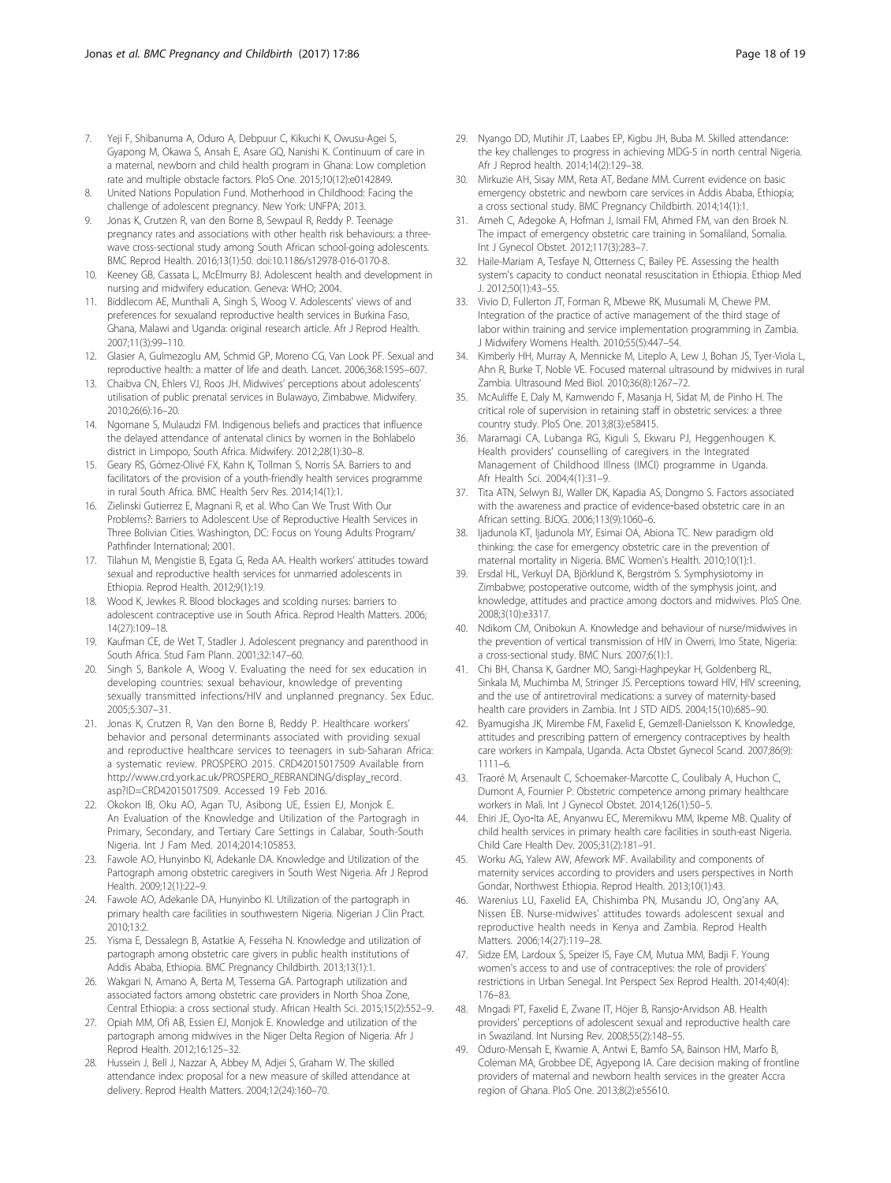7. Yeji F, Shibanuma A, Oduro A, Debpuur C, Kikuchi K, Owusu-Agei S, Gyapong M, Okawa S, Ansah E, Asare GQ, Nanishi K. Continuum of care in a maternal, newborn and child health program in Ghana: Low completion rate and multiple obstacle factors. PloS One. 2015;10(12):e0142849.
8. United Nations Population Fund. Motherhood in Childhood: Facing the challenge of adolescent pregnancy. New York: UNFPA; 2013.
9. Jonas K, Crutzen R, van den Borne B, Sewpaul R, Reddy P. Teenage pregnancy rates and associations with other health risk behaviours: a three-wave cross-sectional study among South African school-going adolescents. BMC Reprod Health. 2016;13(1):50. doi:10.1186/s12978-016-0170-8.
10. Keeney GB, Cassata L, McElmurry BJ. Adolescent health and development in nursing and midwifery education. Geneva: WHO; 2004.
11. Biddlecom AE, Munthali A, Singh S, Woog V. Adolescents' views of and preferences for sexualand reproductive health services in Burkina Faso, Ghana, Malawi and Uganda: original research article. Afr J Reprod Health. 2007;11(3):99–110.
12. Glasier A, Gulmezoglu AM, Schmid GP, Moreno CG, Van Look PF. Sexual and reproductive health: a matter of life and death. Lancet. 2006;368:1595–607.
13. Chaibva CN, Ehlers VJ, Roos JH. Midwives' perceptions about adolescents' utilisation of public prenatal services in Bulawayo, Zimbabwe. Midwifery. 2010;26(6):16–20.
14. Ngomane S, Mulaudzi FM. Indigenous beliefs and practices that influence the delayed attendance of antenatal clinics by women in the Bohlabelo district in Limpopo, South Africa. Midwifery. 2012;28(1):30–8.
15. Geary RS, Gómez-Olivé FX, Kahn K, Tollman S, Norris SA. Barriers to and facilitators of the provision of a youth-friendly health services programme in rural South Africa. BMC Health Serv Res. 2014;14(1):1.
16. Zielinski Gutierrez E, Magnani R, et al. Who Can We Trust With Our Problems?: Barriers to Adolescent Use of Reproductive Health Services in Three Bolivian Cities. Washington, DC: Focus on Young Adults Program/ Pathfinder International; 2001.
17. Tilahun M, Mengistie B, Egata G, Reda AA. Health workers' attitudes toward sexual and reproductive health services for unmarried adolescents in Ethiopia. Reprod Health. 2012;9(1):19.
18. Wood K, Jewkes R. Blood blockages and scolding nurses: barriers to adolescent contraceptive use in South Africa. Reprod Health Matters. 2006; 14(27):109–18.
19. Kaufman CE, de Wet T, Stadler J. Adolescent pregnancy and parenthood in South Africa. Stud Fam Plann. 2001;32:147–60.
20. Singh S, Bankole A, Woog V. Evaluating the need for sex education in developing countries: sexual behaviour, knowledge of preventing sexually transmitted infections/HIV and unplanned pregnancy. Sex Educ. 2005;5:307–31.
21. Jonas K, Crutzen R, Van den Borne B, Reddy P. Healthcare workers' behavior and personal determinants associated with providing sexual and reproductive healthcare services to teenagers in sub-Saharan Africa: a systematic review. PROSPERO 2015. CRD42015017509 Available from http://www.crd.york.ac.uk/PROSPERO_REBRANDING/display_record.asp?ID=CRD42015017509. Accessed 19 Feb 2016.
22. Okokon IB, Oku AO, Agan TU, Asibong UE, Essien EJ, Monjok E. An Evaluation of the Knowledge and Utilization of the Partogragh in Primary, Secondary, and Tertiary Care Settings in Calabar, South-South Nigeria. Int J Fam Med. 2014;2014:105853.
23. Fawole AO, Hunyinbo KI, Adekanle DA. Knowledge and Utilization of the Partograph among obstetric caregivers in South West Nigeria. Afr J Reprod Health. 2009;12(1):22–9.
24. Fawole AO, Adekanle DA, Hunyinbo KI. Utilization of the partograph in primary health care facilities in southwestern Nigeria. Nigerian J Clin Pract. 2010;13:2.
25. Yisma E, Dessalegn B, Astatkie A, Fesseha N. Knowledge and utilization of partograph among obstetric care givers in public health institutions of Addis Ababa, Ethiopia. BMC Pregnancy Childbirth. 2013;13(1):1.
26. Wakgari N, Amano A, Berta M, Tessema GA. Partograph utilization and associated factors among obstetric care providers in North Shoa Zone, Central Ethiopia: a cross sectional study. African Health Sci. 2015;15(2):552–9.
27. Opiah MM, Ofi AB, Essien EJ, Monjok E. Knowledge and utilization of the partograph among midwives in the Niger Delta Region of Nigeria. Afr J Reprod Health. 2012;16:125–32.
28. Hussein J, Bell J, Nazzar A, Abbey M, Adjei S, Graham W. The skilled attendance index: proposal for a new measure of skilled attendance at delivery. Reprod Health Matters. 2004;12(24):160–70.
29. Nyango DD, Mutihir JT, Laabes EP, Kigbu JH, Buba M. Skilled attendance: the key challenges to progress in achieving MDG-5 in north central Nigeria. Afr J Reprod health. 2014;14(2):129–38.
30. Mirkuzie AH, Sisay MM, Reta AT, Bedane MM. Current evidence on basic emergency obstetric and newborn care services in Addis Ababa, Ethiopia; a cross sectional study. BMC Pregnancy Childbirth. 2014;14(1):1.
31. Ameh C, Adegoke A, Hofman J, Ismail FM, Ahmed FM, van den Broek N. The impact of emergency obstetric care training in Somaliland, Somalia. Int J Gynecol Obstet. 2012;117(3):283–7.
32. Haile-Mariam A, Tesfaye N, Otterness C, Bailey PE. Assessing the health system's capacity to conduct neonatal resuscitation in Ethiopia. Ethiop Med J. 2012;50(1):43–55.
33. Vivio D, Fullerton JT, Forman R, Mbewe RK, Musumali M, Chewe PM. Integration of the practice of active management of the third stage of labor within training and service implementation programming in Zambia. J Midwifery Womens Health. 2010;55(5):447–54.
34. Kimberly HH, Murray A, Mennicke M, Liteplo A, Lew J, Bohan JS, Tyer-Viola L, Ahn R, Burke T, Noble VE. Focused maternal ultrasound by midwives in rural Zambia. Ultrasound Med Biol. 2010;36(8):1267–72.
35. McAuliffe E, Daly M, Kamwendo F, Masanja H, Sidat M, de Pinho H. The critical role of supervision in retaining staff in obstetric services: a three country study. PloS One. 2013;8(3):e58415.
36. Maramagi CA, Lubanga RG, Kiguli S, Ekwaru PJ, Heggenhougen K. Health providers' counselling of caregivers in the Integrated Management of Childhood Illness (IMCI) programme in Uganda. Afr Health Sci. 2004;4(1):31–9.
37. Tita ATN, Selwyn BJ, Waller DK, Kapadia AS, Dongmo S. Factors associated with the awareness and practice of evidence-based obstetric care in an African setting. BJOG. 2006;113(9):1060–6.
38. Ijadunola KT, Ijadunola MY, Esimai OA, Abiona TC. New paradigm old thinking: the case for emergency obstetric care in the prevention of maternal mortality in Nigeria. BMC Women's Health. 2010;10(1):1.
39. Ersdal HL, Verkuyl DA, Björklund K, Bergström S. Symphysiotomy in Zimbabwe; postoperative outcome, width of the symphysis joint, and knowledge, attitudes and practice among doctors and midwives. PloS One. 2008;3(10):e3317.
40. Ndikom CM, Onibokun A. Knowledge and behaviour of nurse/midwives in the prevention of vertical transmission of HIV in Owerri, Imo State, Nigeria: a cross-sectional study. BMC Nurs. 2007;6(1):1.
41. Chi BH, Chansa K, Gardner MO, Sangi-Haghpeykar H, Goldenberg RL, Sinkala M, Muchimba M, Stringer JS. Perceptions toward HIV, HIV screening, and the use of antiretroviral medications: a survey of maternity-based health care providers in Zambia. Int J STD AIDS. 2004;15(10):685–90.
42. Byamugisha JK, Mirembe FM, Faxelid E, Gemzell-Danielsson K. Knowledge, attitudes and prescribing pattern of emergency contraceptives by health care workers in Kampala, Uganda. Acta Obstet Gynecol Scand. 2007;86(9): 1111–6.
43. Traoré M, Arsenault C, Schoemaker-Marcotte C, Coulibaly A, Huchon C, Dumont A, Fournier P. Obstetric competence among primary healthcare workers in Mali. Int J Gynecol Obstet. 2014;126(1):50–5.
44. Ehiri JE, Oyo-Ita AE, Anyanwu EC, Meremikwu MM, Ikpeme MB. Quality of child health services in primary health care facilities in south-east Nigeria. Child Care Health Dev. 2005;31(2):181–91.
45. Worku AG, Yalew AW, Afework MF. Availability and components of maternity services according to providers and users perspectives in North Gondar, Northwest Ethiopia. Reprod Health. 2013;10(1):43.
46. Warenius LU, Faxelid EA, Chishimba PN, Musandu JO, Ong'any AA, Nissen EB. Nurse-midwives' attitudes towards adolescent sexual and reproductive health needs in Kenya and Zambia. Reprod Health Matters. 2006;14(27):119–28.
47. Sidze EM, Lardoux S, Speizer IS, Faye CM, Mutua MM, Badji F. Young women's access to and use of contraceptives: the role of providers' restrictions in Urban Senegal. Int Perspect Sex Reprod Health. 2014;40(4): 176–83.
48. Mngadi PT, Faxelid E, Zwane IT, Höjer B, Ransjo-Arvidson AB. Health providers' perceptions of adolescent sexual and reproductive health care in Swaziland. Int Nursing Rev. 2008;55(2):148–55.
49. Oduro-Mensah E, Kwamie A, Antwi E, Bamfo SA, Bainson HM, Marfo B, Coleman MA, Grobbee DE, Agyepong IA. Care decision making of frontline providers of maternal and newborn health services in the greater Accra region of Ghana. PloS One. 2013;8(2):e55610.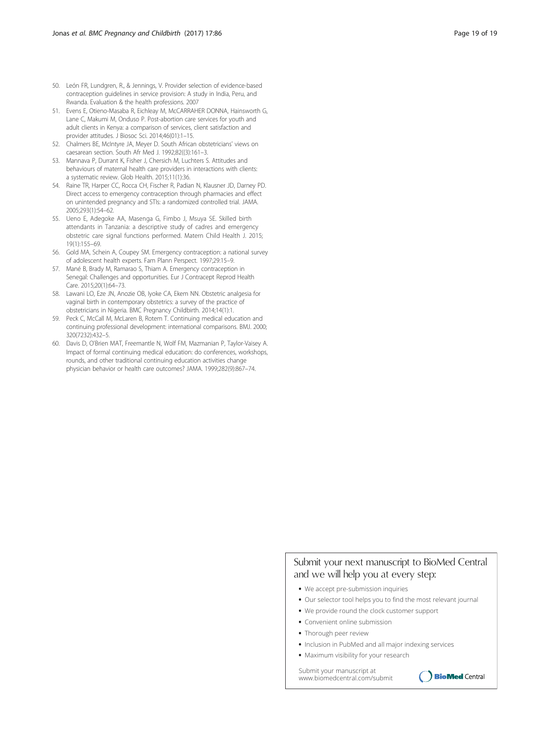50. León FR, Lundgren, R., & Jennings, V. Provider selection of evidence-based contraception guidelines in service provision: A study in India, Peru, and Rwanda. Evaluation & the health professions. 2007
51. Evens E, Otieno-Masaba R, Eichleay M, McCARRAHER DONNA, Hainsworth G, Lane C, Makumi M, Onduso P. Post-abortion care services for youth and adult clients in Kenya: a comparison of services, client satisfaction and provider attitudes. J Biosoc Sci. 2014;46(01):1–15.
52. Chalmers BE, McIntyre JA, Meyer D. South African obstetricians' views on caesarean section. South Afr Med J. 1992;82((3):161–3.
53. Mannava P, Durrant K, Fisher J, Chersich M, Luchters S. Attitudes and behaviours of maternal health care providers in interactions with clients: a systematic review. Glob Health. 2015;11(1):36.
54. Raine TR, Harper CC, Rocca CH, Fischer R, Padian N, Klausner JD, Darney PD. Direct access to emergency contraception through pharmacies and effect on unintended pregnancy and STIs: a randomized controlled trial. JAMA. 2005;293(1):54–62.
55. Ueno E, Adegoke AA, Masenga G, Fimbo J, Msuya SE. Skilled birth attendants in Tanzania: a descriptive study of cadres and emergency obstetric care signal functions performed. Matern Child Health J. 2015; 19(1):155–69.
56. Gold MA, Schein A, Coupey SM. Emergency contraception: a national survey of adolescent health experts. Fam Plann Perspect. 1997;29:15–9.
57. Mané B, Brady M, Ramarao S, Thiam A. Emergency contraception in Senegal: Challenges and opportunities. Eur J Contracept Reprod Health Care. 2015;20(1):64–73.
58. Lawani LO, Eze JN, Anozie OB, Iyoke CA, Ekem NN. Obstetric analgesia for vaginal birth in contemporary obstetrics: a survey of the practice of obstetricians in Nigeria. BMC Pregnancy Childbirth. 2014;14(1):1.
59. Peck C, McCall M, McLaren B, Rotem T. Continuing medical education and continuing professional development: international comparisons. BMJ. 2000; 320(7232):432–5.
60. Davis D, O'Brien MAT, Freemantle N, Wolf FM, Mazmanian P, Taylor-Vaisey A. Impact of formal continuing medical education: do conferences, workshops, rounds, and other traditional continuing education activities change physician behavior or health care outcomes? JAMA. 1999;282(9):867–74.

Submit your next manuscript to BioMed Central and we will help you at every step:

- We accept pre-submission inquiries
- Our selector tool helps you to find the most relevant journal
- We provide round the clock customer support
- Convenient online submission
- Thorough peer review
- Inclusion in PubMed and all major indexing services
- Maximum visibility for your research

Submit your manuscript at www.biomedcentral.com/submit

BioMed Central